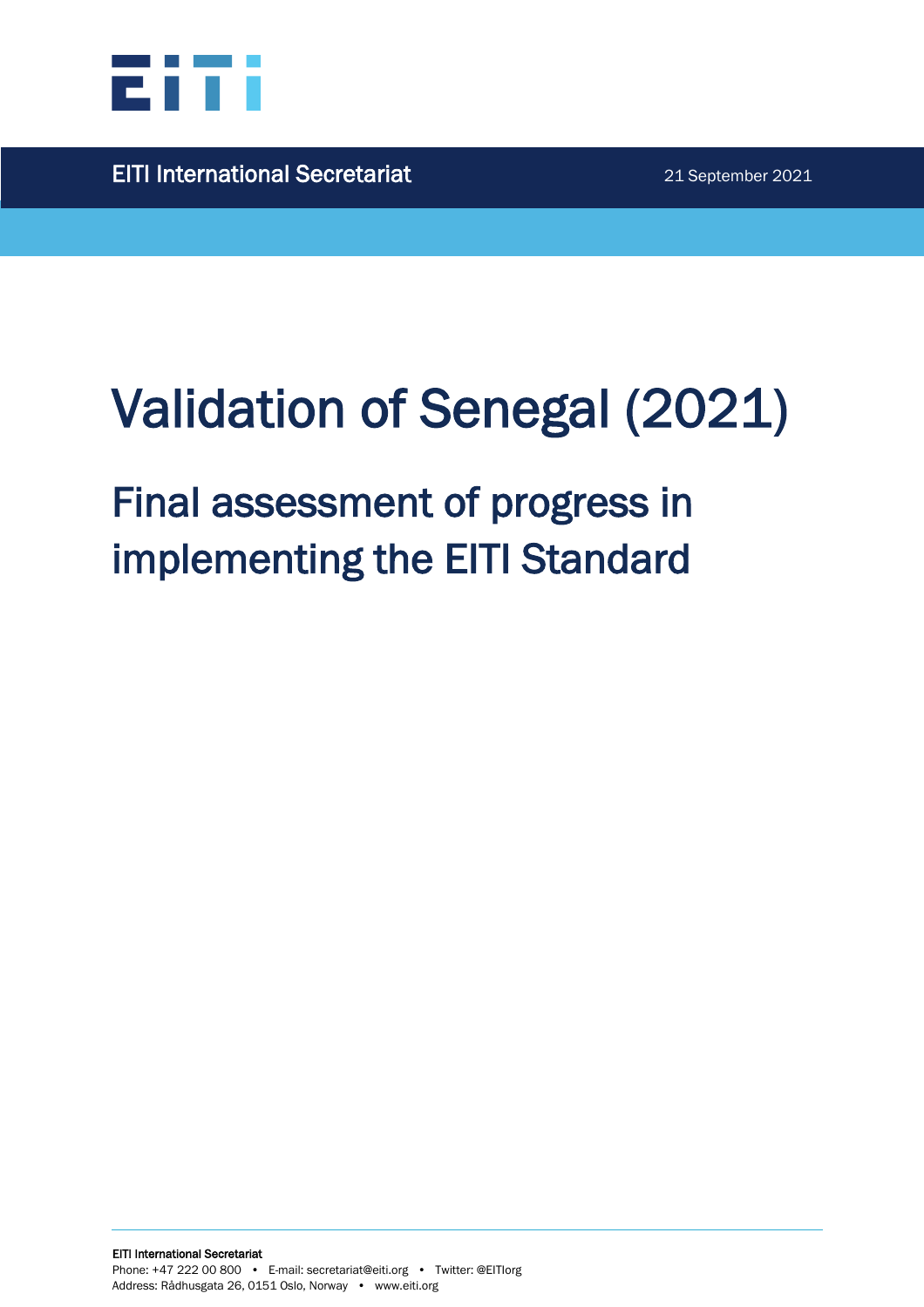EITI International Secretariat

21 September 2021

# Validation of Senegal (2021)

## Final assessment of progress in implementing the EITI Standard

EITI International Secretariat
Phone: +47 222 00 800 • E-mail: secretariat@eiti.org • Twitter: @EITIorg
Address: Rådhusgata 26, 0151 Oslo, Norway • www.eiti.org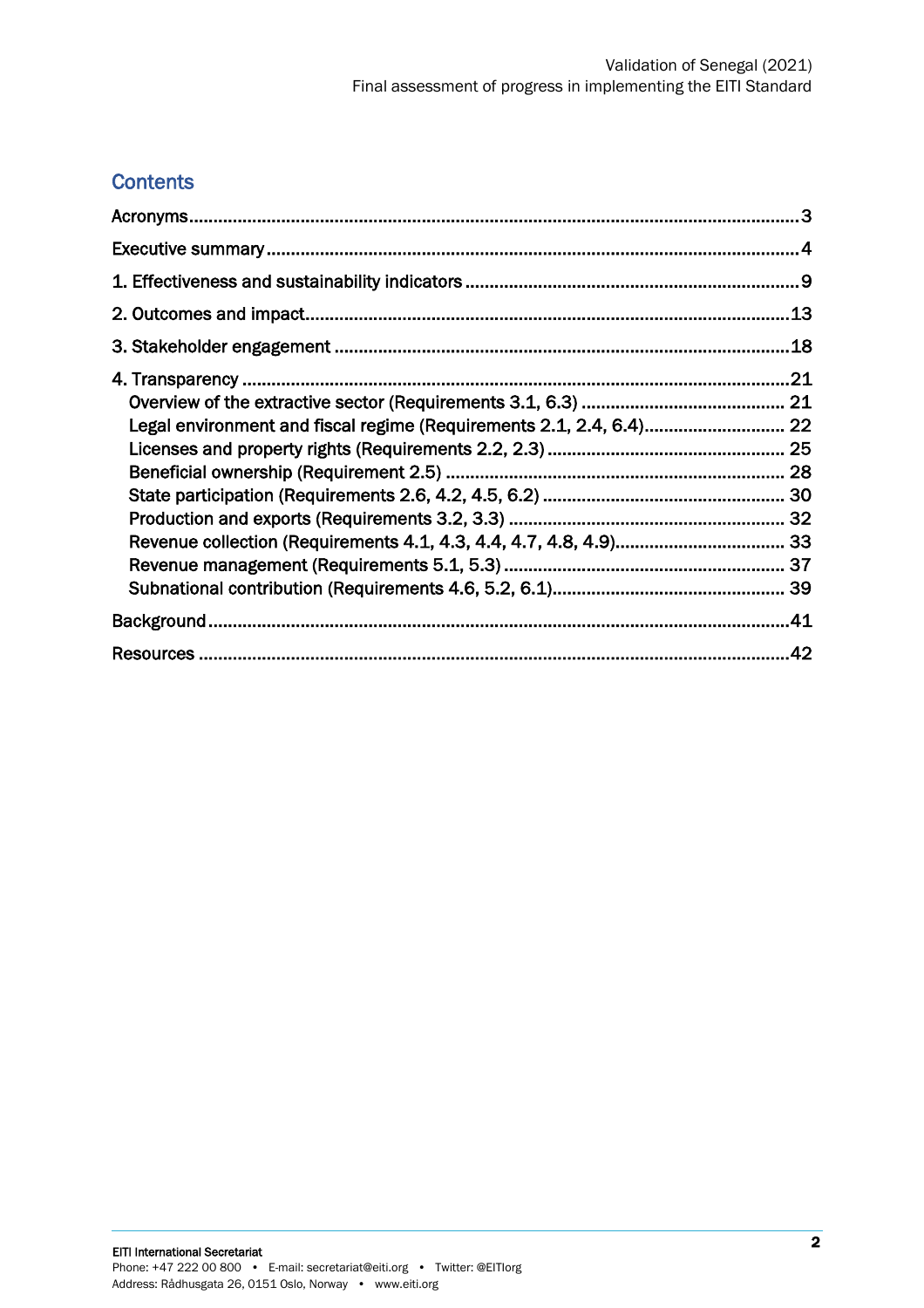## Contents

Acronyms....................................................................................................................3

Executive summary.......................................................................................................4

1. Effectiveness and sustainability indicators ..............................................................9

2. Outcomes and impact............................................................................................13

3. Stakeholder engagement .......................................................................................18

4. Transparency ........................................................................................................21

- Overview of the extractive sector (Requirements 3.1, 6.3) ........................................ 21
- Legal environment and fiscal regime (Requirements 2.1, 2.4, 6.4)............................ 22
- Licenses and property rights (Requirements 2.2, 2.3) ................................................ 25
- Beneficial ownership (Requirement 2.5) ..................................................................... 28
- State participation (Requirements 2.6, 4.2, 4.5, 6.2) .................................................. 30
- Production and exports (Requirements 3.2, 3.3) ........................................................ 32
- Revenue collection (Requirements 4.1, 4.3, 4.4, 4.7, 4.8, 4.9).................................. 33
- Revenue management (Requirements 5.1, 5.3) .......................................................... 37
- Subnational contribution (Requirements 4.6, 5.2, 6.1)................................................ 39

Background................................................................................................................41

Resources .................................................................................................................42

EITI International Secretariat
Phone: +47 222 00 800 • E-mail: secretariat@eiti.org • Twitter: @EITIorg
Address: Rådhusgata 26, 0151 Oslo, Norway • www.eiti.org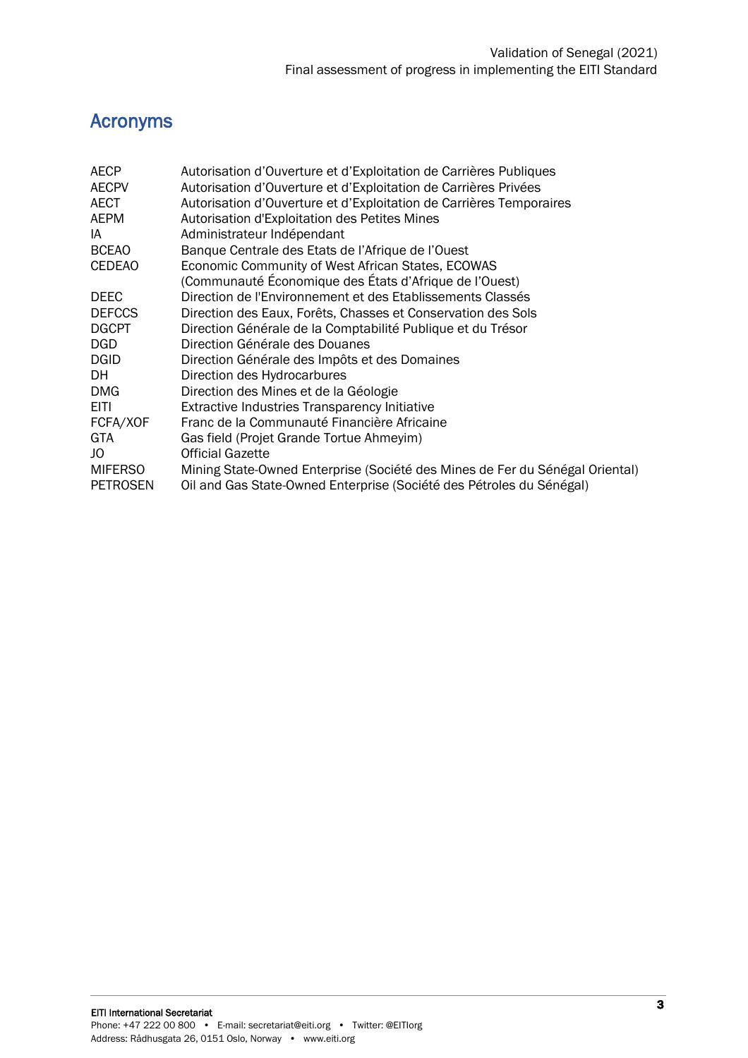## Acronyms

| | |
|---|---|
| AECP | Autorisation d'Ouverture et d'Exploitation de Carrières Publiques |
| AECPV | Autorisation d'Ouverture et d'Exploitation de Carrières Privées |
| AECT | Autorisation d'Ouverture et d'Exploitation de Carrières Temporaires |
| AEPM | Autorisation d'Exploitation des Petites Mines |
| IA | Administrateur Indépendant |
| BCEAO | Banque Centrale des Etats de l'Afrique de l'Ouest |
| CEDEAO | Economic Community of West African States, ECOWAS (Communauté Économique des États d'Afrique de l'Ouest) |
| DEEC | Direction de l'Environnement et des Etablissements Classés |
| DEFCCS | Direction des Eaux, Forêts, Chasses et Conservation des Sols |
| DGCPT | Direction Générale de la Comptabilité Publique et du Trésor |
| DGD | Direction Générale des Douanes |
| DGID | Direction Générale des Impôts et des Domaines |
| DH | Direction des Hydrocarbures |
| DMG | Direction des Mines et de la Géologie |
| EITI | Extractive Industries Transparency Initiative |
| FCFA/XOF | Franc de la Communauté Financière Africaine |
| GTA | Gas field (Projet Grande Tortue Ahmeyim) |
| JO | Official Gazette |
| MIFERSO | Mining State-Owned Enterprise (Société des Mines de Fer du Sénégal Oriental) |
| PETROSEN | Oil and Gas State-Owned Enterprise (Société des Pétroles du Sénégal) |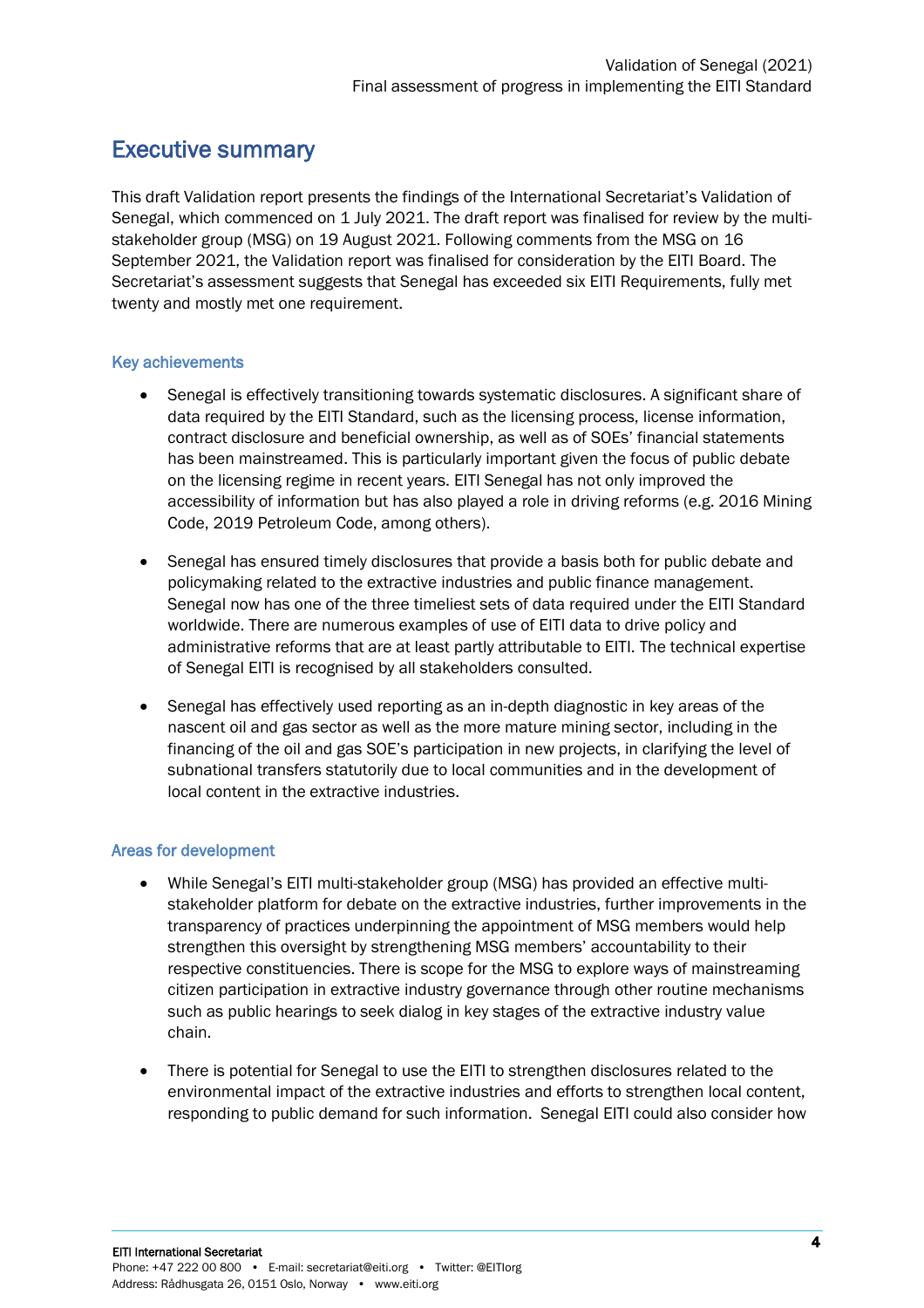## Executive summary

This draft Validation report presents the findings of the International Secretariat's Validation of Senegal, which commenced on 1 July 2021. The draft report was finalised for review by the multi-stakeholder group (MSG) on 19 August 2021. Following comments from the MSG on 16 September 2021, the Validation report was finalised for consideration by the EITI Board. The Secretariat's assessment suggests that Senegal has exceeded six EITI Requirements, fully met twenty and mostly met one requirement.

### Key achievements

- Senegal is effectively transitioning towards systematic disclosures. A significant share of data required by the EITI Standard, such as the licensing process, license information, contract disclosure and beneficial ownership, as well as of SOEs' financial statements has been mainstreamed. This is particularly important given the focus of public debate on the licensing regime in recent years. EITI Senegal has not only improved the accessibility of information but has also played a role in driving reforms (e.g. 2016 Mining Code, 2019 Petroleum Code, among others).

- Senegal has ensured timely disclosures that provide a basis both for public debate and policymaking related to the extractive industries and public finance management. Senegal now has one of the three timeliest sets of data required under the EITI Standard worldwide. There are numerous examples of use of EITI data to drive policy and administrative reforms that are at least partly attributable to EITI. The technical expertise of Senegal EITI is recognised by all stakeholders consulted.

- Senegal has effectively used reporting as an in-depth diagnostic in key areas of the nascent oil and gas sector as well as the more mature mining sector, including in the financing of the oil and gas SOE's participation in new projects, in clarifying the level of subnational transfers statutorily due to local communities and in the development of local content in the extractive industries.

### Areas for development

- While Senegal's EITI multi-stakeholder group (MSG) has provided an effective multi-stakeholder platform for debate on the extractive industries, further improvements in the transparency of practices underpinning the appointment of MSG members would help strengthen this oversight by strengthening MSG members' accountability to their respective constituencies. There is scope for the MSG to explore ways of mainstreaming citizen participation in extractive industry governance through other routine mechanisms such as public hearings to seek dialog in key stages of the extractive industry value chain.

- There is potential for Senegal to use the EITI to strengthen disclosures related to the environmental impact of the extractive industries and efforts to strengthen local content, responding to public demand for such information. Senegal EITI could also consider how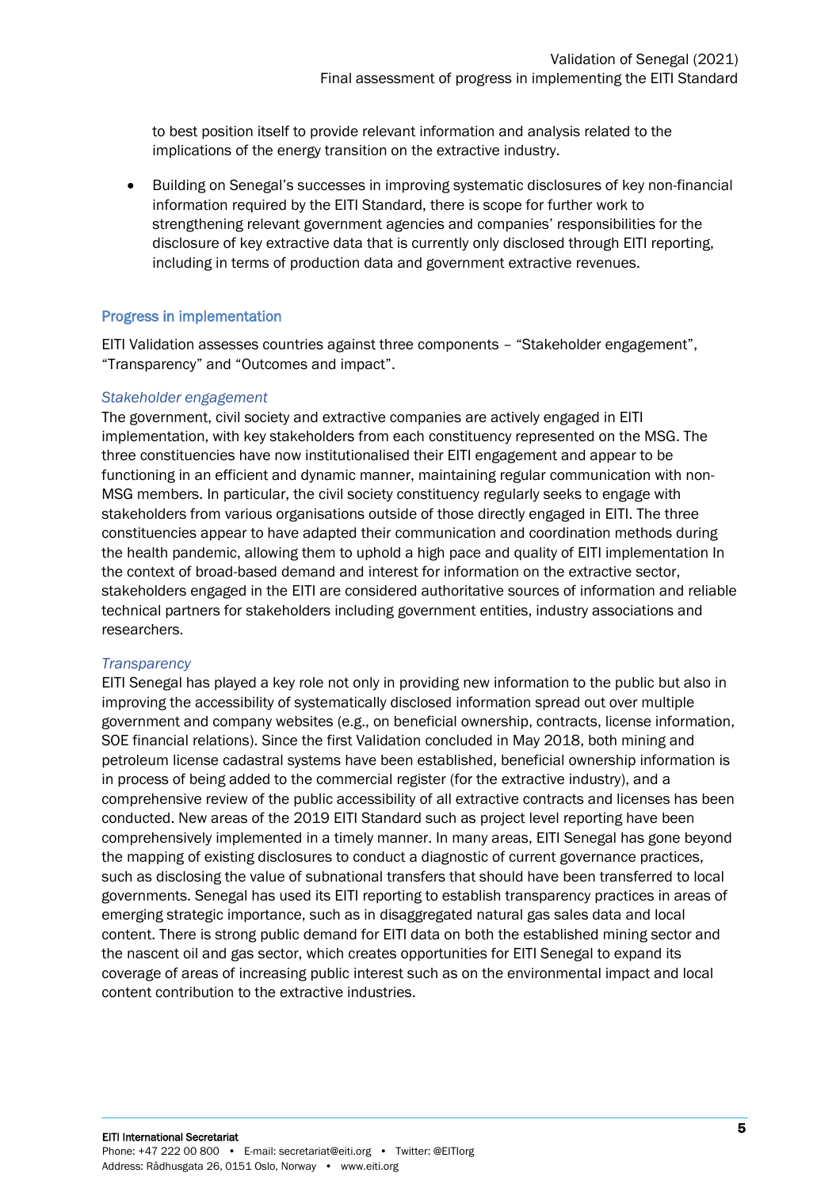to best position itself to provide relevant information and analysis related to the implications of the energy transition on the extractive industry.

- Building on Senegal's successes in improving systematic disclosures of key non-financial information required by the EITI Standard, there is scope for further work to strengthening relevant government agencies and companies' responsibilities for the disclosure of key extractive data that is currently only disclosed through EITI reporting, including in terms of production data and government extractive revenues.

## Progress in implementation

EITI Validation assesses countries against three components – "Stakeholder engagement", "Transparency" and "Outcomes and impact".

### *Stakeholder engagement*

The government, civil society and extractive companies are actively engaged in EITI implementation, with key stakeholders from each constituency represented on the MSG. The three constituencies have now institutionalised their EITI engagement and appear to be functioning in an efficient and dynamic manner, maintaining regular communication with non-MSG members. In particular, the civil society constituency regularly seeks to engage with stakeholders from various organisations outside of those directly engaged in EITI. The three constituencies appear to have adapted their communication and coordination methods during the health pandemic, allowing them to uphold a high pace and quality of EITI implementation In the context of broad-based demand and interest for information on the extractive sector, stakeholders engaged in the EITI are considered authoritative sources of information and reliable technical partners for stakeholders including government entities, industry associations and researchers.

### *Transparency*

EITI Senegal has played a key role not only in providing new information to the public but also in improving the accessibility of systematically disclosed information spread out over multiple government and company websites (e.g., on beneficial ownership, contracts, license information, SOE financial relations). Since the first Validation concluded in May 2018, both mining and petroleum license cadastral systems have been established, beneficial ownership information is in process of being added to the commercial register (for the extractive industry), and a comprehensive review of the public accessibility of all extractive contracts and licenses has been conducted. New areas of the 2019 EITI Standard such as project level reporting have been comprehensively implemented in a timely manner. In many areas, EITI Senegal has gone beyond the mapping of existing disclosures to conduct a diagnostic of current governance practices, such as disclosing the value of subnational transfers that should have been transferred to local governments. Senegal has used its EITI reporting to establish transparency practices in areas of emerging strategic importance, such as in disaggregated natural gas sales data and local content. There is strong public demand for EITI data on both the established mining sector and the nascent oil and gas sector, which creates opportunities for EITI Senegal to expand its coverage of areas of increasing public interest such as on the environmental impact and local content contribution to the extractive industries.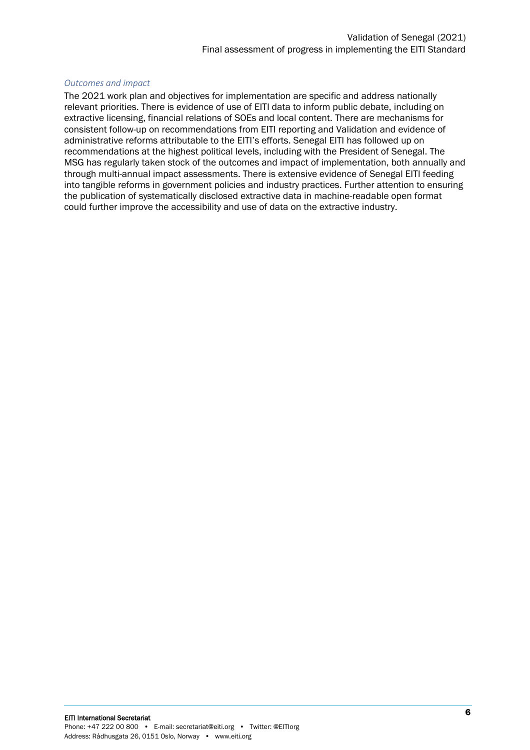### *Outcomes and impact*

The 2021 work plan and objectives for implementation are specific and address nationally relevant priorities. There is evidence of use of EITI data to inform public debate, including on extractive licensing, financial relations of SOEs and local content. There are mechanisms for consistent follow-up on recommendations from EITI reporting and Validation and evidence of administrative reforms attributable to the EITI's efforts. Senegal EITI has followed up on recommendations at the highest political levels, including with the President of Senegal. The MSG has regularly taken stock of the outcomes and impact of implementation, both annually and through multi-annual impact assessments. There is extensive evidence of Senegal EITI feeding into tangible reforms in government policies and industry practices. Further attention to ensuring the publication of systematically disclosed extractive data in machine-readable open format could further improve the accessibility and use of data on the extractive industry.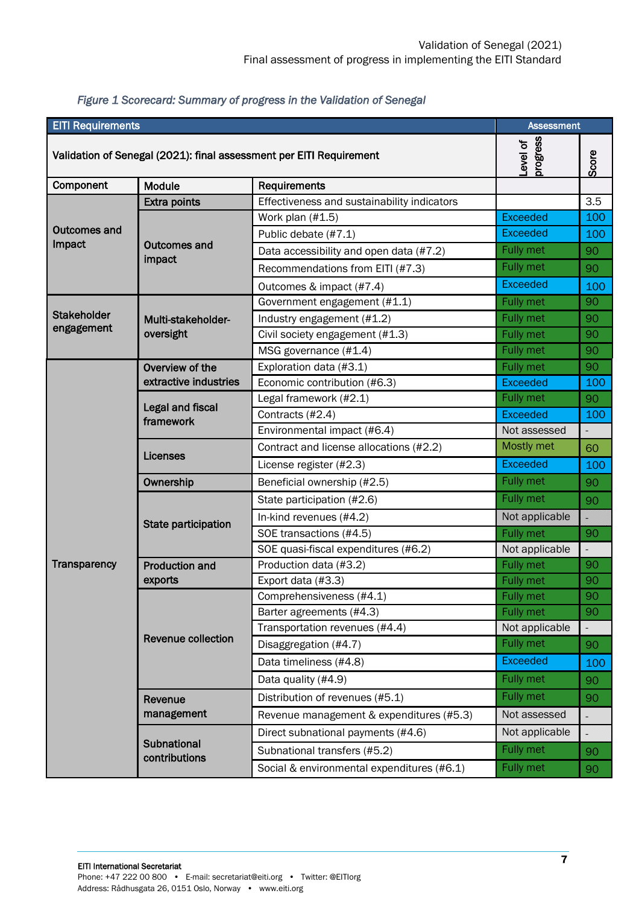*Figure 1 Scorecard: Summary of progress in the Validation of Senegal*

| EITI Requirements | | | Assessment | |
|---|---|---|---|---|
| Validation of Senegal (2021): final assessment per EITI Requirement | | | Level of progress | Score |
| **Component** | **Module** | **Requirements** | | |
| Outcomes and Impact | Extra points | Effectiveness and sustainability indicators | | 3.5 |
| | Outcomes and impact | Work plan (#1.5) | Exceeded | 100 |
| | | Public debate (#7.1) | Exceeded | 100 |
| | | Data accessibility and open data (#7.2) | Fully met | 90 |
| | | Recommendations from EITI (#7.3) | Fully met | 90 |
| | | Outcomes & impact (#7.4) | Exceeded | 100 |
| Stakeholder engagement | Multi-stakeholder-oversight | Government engagement (#1.1) | Fully met | 90 |
| | | Industry engagement (#1.2) | Fully met | 90 |
| | | Civil society engagement (#1.3) | Fully met | 90 |
| | | MSG governance (#1.4) | Fully met | 90 |
| Transparency | Overview of the extractive industries | Exploration data (#3.1) | Fully met | 90 |
| | | Economic contribution (#6.3) | Exceeded | 100 |
| | Legal and fiscal framework | Legal framework (#2.1) | Fully met | 90 |
| | | Contracts (#2.4) | Exceeded | 100 |
| | | Environmental impact (#6.4) | Not assessed | - |
| | Licenses | Contract and license allocations (#2.2) | Mostly met | 60 |
| | | License register (#2.3) | Exceeded | 100 |
| | Ownership | Beneficial ownership (#2.5) | Fully met | 90 |
| | State participation | State participation (#2.6) | Fully met | 90 |
| | | In-kind revenues (#4.2) | Not applicable | |
| | | SOE transactions (#4.5) | Fully met | 90 |
| | | SOE quasi-fiscal expenditures (#6.2) | Not applicable | - |
| | Production and exports | Production data (#3.2) | Fully met | 90 |
| | | Export data (#3.3) | Fully met | 90 |
| | Revenue collection | Comprehensiveness (#4.1) | Fully met | 90 |
| | | Barter agreements (#4.3) | Fully met | 90 |
| | | Transportation revenues (#4.4) | Not applicable | - |
| | | Disaggregation (#4.7) | Fully met | 90 |
| | | Data timeliness (#4.8) | Exceeded | 100 |
| | | Data quality (#4.9) | Fully met | 90 |
| | Revenue management | Distribution of revenues (#5.1) | Fully met | 90 |
| | | Revenue management & expenditures (#5.3) | Not assessed | - |
| | Subnational contributions | Direct subnational payments (#4.6) | Not applicable | - |
| | | Subnational transfers (#5.2) | Fully met | 90 |
| | | Social & environmental expenditures (#6.1) | Fully met | 90 |

EITI International Secretariat
Phone: +47 222 00 800 • E-mail: secretariat@eiti.org • Twitter: @EITIorg
Address: Rådhusgata 26, 0151 Oslo, Norway • www.eiti.org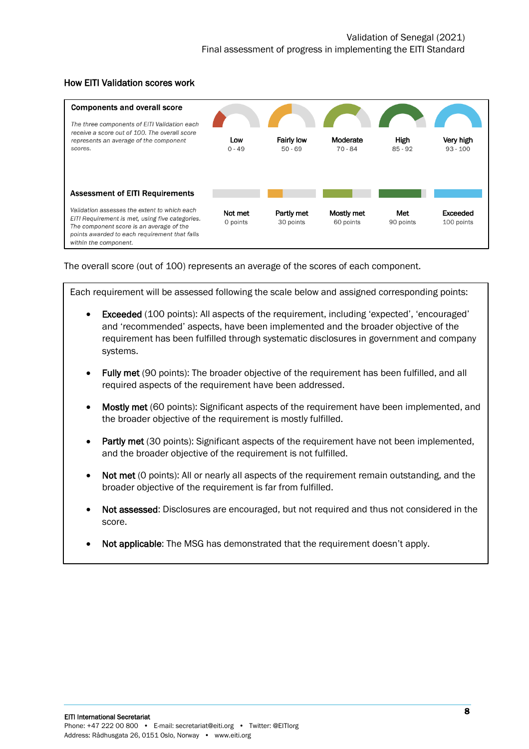### How EITI Validation scores work

| Components and overall score | Low | Fairly low | Moderate | High | Very high |
|---|---|---|---|---|---|
| *The three components of EITI Validation each receive a score out of 100. The overall score represents an average of the component scores.* | 0 - 49 | 50 - 69 | 70 - 84 | 85 - 92 | 93 - 100 |
| **Assessment of EITI Requirements** | **Not met** | **Partly met** | **Mostly met** | **Met** | **Exceeded** |
| *Validation assesses the extent to which each EITI Requirement is met, using five categories. The component score is an average of the points awarded to each requirement that falls within the component.* | 0 points | 30 points | 60 points | 90 points | 100 points |

The overall score (out of 100) represents an average of the scores of each component.

Each requirement will be assessed following the scale below and assigned corresponding points:

- **Exceeded** (100 points): All aspects of the requirement, including 'expected', 'encouraged' and 'recommended' aspects, have been implemented and the broader objective of the requirement has been fulfilled through systematic disclosures in government and company systems.
- **Fully met** (90 points): The broader objective of the requirement has been fulfilled, and all required aspects of the requirement have been addressed.
- **Mostly met** (60 points): Significant aspects of the requirement have been implemented, and the broader objective of the requirement is mostly fulfilled.
- **Partly met** (30 points): Significant aspects of the requirement have not been implemented, and the broader objective of the requirement is not fulfilled.
- **Not met** (0 points): All or nearly all aspects of the requirement remain outstanding, and the broader objective of the requirement is far from fulfilled.
- **Not assessed**: Disclosures are encouraged, but not required and thus not considered in the score.
- **Not applicable**: The MSG has demonstrated that the requirement doesn't apply.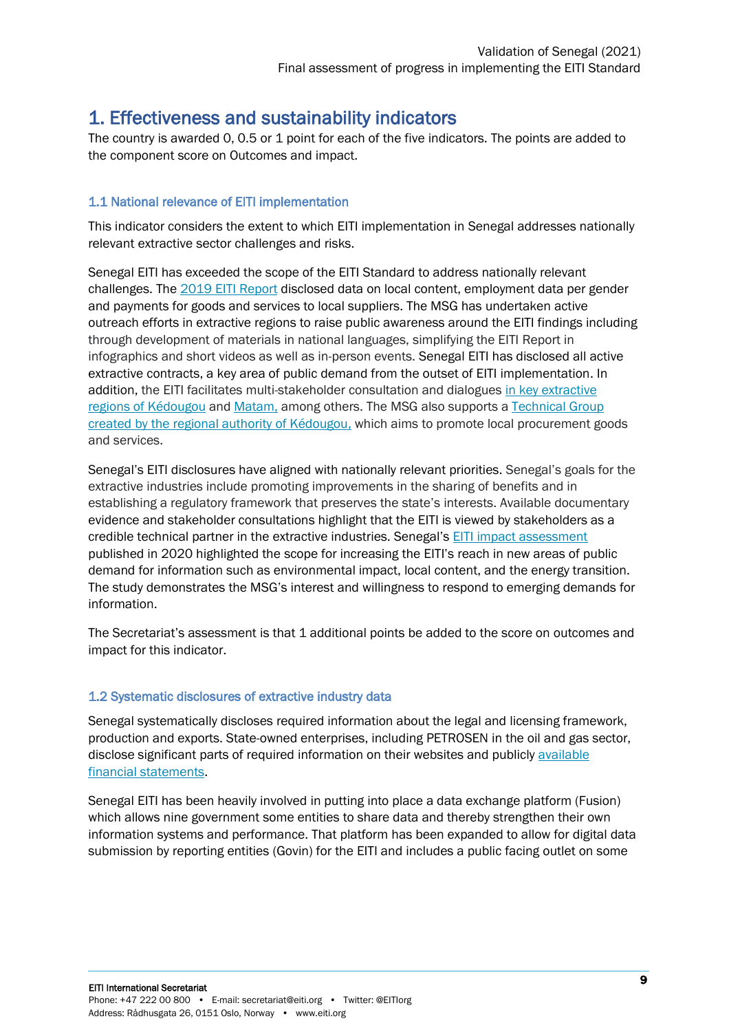# 1. Effectiveness and sustainability indicators

The country is awarded 0, 0.5 or 1 point for each of the five indicators. The points are added to the component score on Outcomes and impact.

## 1.1 National relevance of EITI implementation

This indicator considers the extent to which EITI implementation in Senegal addresses nationally relevant extractive sector challenges and risks.

Senegal EITI has exceeded the scope of the EITI Standard to address nationally relevant challenges. The 2019 EITI Report disclosed data on local content, employment data per gender and payments for goods and services to local suppliers. The MSG has undertaken active outreach efforts in extractive regions to raise public awareness around the EITI findings including through development of materials in national languages, simplifying the EITI Report in infographics and short videos as well as in-person events. Senegal EITI has disclosed all active extractive contracts, a key area of public demand from the outset of EITI implementation. In addition, the EITI facilitates multi-stakeholder consultation and dialogues in key extractive regions of Kédougou and Matam, among others. The MSG also supports a Technical Group created by the regional authority of Kédougou, which aims to promote local procurement goods and services.

Senegal's EITI disclosures have aligned with nationally relevant priorities. Senegal's goals for the extractive industries include promoting improvements in the sharing of benefits and in establishing a regulatory framework that preserves the state's interests. Available documentary evidence and stakeholder consultations highlight that the EITI is viewed by stakeholders as a credible technical partner in the extractive industries. Senegal's EITI impact assessment published in 2020 highlighted the scope for increasing the EITI's reach in new areas of public demand for information such as environmental impact, local content, and the energy transition. The study demonstrates the MSG's interest and willingness to respond to emerging demands for information.

The Secretariat's assessment is that 1 additional points be added to the score on outcomes and impact for this indicator.

## 1.2 Systematic disclosures of extractive industry data

Senegal systematically discloses required information about the legal and licensing framework, production and exports. State-owned enterprises, including PETROSEN in the oil and gas sector, disclose significant parts of required information on their websites and publicly available financial statements.

Senegal EITI has been heavily involved in putting into place a data exchange platform (Fusion) which allows nine government some entities to share data and thereby strengthen their own information systems and performance. That platform has been expanded to allow for digital data submission by reporting entities (Govin) for the EITI and includes a public facing outlet on some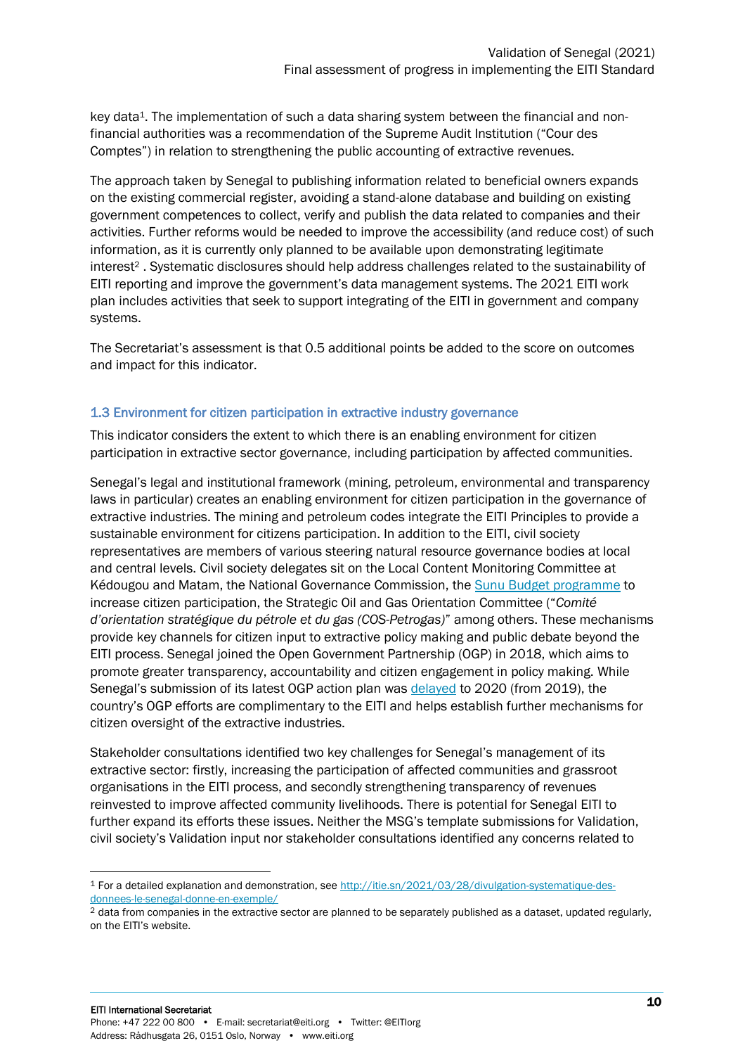key data[1]. The implementation of such a data sharing system between the financial and non-financial authorities was a recommendation of the Supreme Audit Institution ("Cour des Comptes") in relation to strengthening the public accounting of extractive revenues.

The approach taken by Senegal to publishing information related to beneficial owners expands on the existing commercial register, avoiding a stand-alone database and building on existing government competences to collect, verify and publish the data related to companies and their activities. Further reforms would be needed to improve the accessibility (and reduce cost) of such information, as it is currently only planned to be available upon demonstrating legitimate interest[2] . Systematic disclosures should help address challenges related to the sustainability of EITI reporting and improve the government's data management systems. The 2021 EITI work plan includes activities that seek to support integrating of the EITI in government and company systems.

The Secretariat's assessment is that 0.5 additional points be added to the score on outcomes and impact for this indicator.

### 1.3 Environment for citizen participation in extractive industry governance

This indicator considers the extent to which there is an enabling environment for citizen participation in extractive sector governance, including participation by affected communities.

Senegal's legal and institutional framework (mining, petroleum, environmental and transparency laws in particular) creates an enabling environment for citizen participation in the governance of extractive industries. The mining and petroleum codes integrate the EITI Principles to provide a sustainable environment for citizens participation. In addition to the EITI, civil society representatives are members of various steering natural resource governance bodies at local and central levels. Civil society delegates sit on the Local Content Monitoring Committee at Kédougou and Matam, the National Governance Commission, the [Sunu Budget programme]() to increase citizen participation, the Strategic Oil and Gas Orientation Committee ("*Comité d'orientation stratégique du pétrole et du gas (COS-Petrogas)*" among others. These mechanisms provide key channels for citizen input to extractive policy making and public debate beyond the EITI process. Senegal joined the Open Government Partnership (OGP) in 2018, which aims to promote greater transparency, accountability and citizen engagement in policy making. While Senegal's submission of its latest OGP action plan was [delayed]() to 2020 (from 2019), the country's OGP efforts are complimentary to the EITI and helps establish further mechanisms for citizen oversight of the extractive industries.

Stakeholder consultations identified two key challenges for Senegal's management of its extractive sector: firstly, increasing the participation of affected communities and grassroot organisations in the EITI process, and secondly strengthening transparency of revenues reinvested to improve affected community livelihoods. There is potential for Senegal EITI to further expand its efforts these issues. Neither the MSG's template submissions for Validation, civil society's Validation input nor stakeholder consultations identified any concerns related to

---

[1] For a detailed explanation and demonstration, see http://itie.sn/2021/03/28/divulgation-systematique-des-donnees-le-senegal-donne-en-exemple/

[2] data from companies in the extractive sector are planned to be separately published as a dataset, updated regularly, on the EITI's website.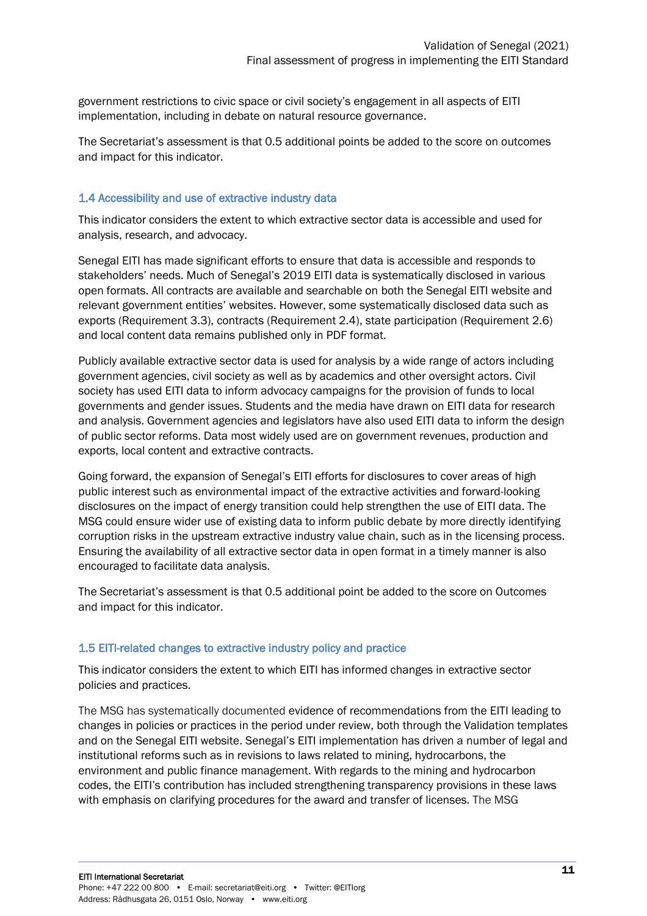government restrictions to civic space or civil society's engagement in all aspects of EITI implementation, including in debate on natural resource governance.

The Secretariat's assessment is that 0.5 additional points be added to the score on outcomes and impact for this indicator.

### 1.4 Accessibility and use of extractive industry data

This indicator considers the extent to which extractive sector data is accessible and used for analysis, research, and advocacy.

Senegal EITI has made significant efforts to ensure that data is accessible and responds to stakeholders' needs. Much of Senegal's 2019 EITI data is systematically disclosed in various open formats. All contracts are available and searchable on both the Senegal EITI website and relevant government entities' websites. However, some systematically disclosed data such as exports (Requirement 3.3), contracts (Requirement 2.4), state participation (Requirement 2.6) and local content data remains published only in PDF format.

Publicly available extractive sector data is used for analysis by a wide range of actors including government agencies, civil society as well as by academics and other oversight actors. Civil society has used EITI data to inform advocacy campaigns for the provision of funds to local governments and gender issues. Students and the media have drawn on EITI data for research and analysis. Government agencies and legislators have also used EITI data to inform the design of public sector reforms. Data most widely used are on government revenues, production and exports, local content and extractive contracts.

Going forward, the expansion of Senegal's EITI efforts for disclosures to cover areas of high public interest such as environmental impact of the extractive activities and forward-looking disclosures on the impact of energy transition could help strengthen the use of EITI data. The MSG could ensure wider use of existing data to inform public debate by more directly identifying corruption risks in the upstream extractive industry value chain, such as in the licensing process. Ensuring the availability of all extractive sector data in open format in a timely manner is also encouraged to facilitate data analysis.

The Secretariat's assessment is that 0.5 additional point be added to the score on Outcomes and impact for this indicator.

### 1.5 EITI-related changes to extractive industry policy and practice

This indicator considers the extent to which EITI has informed changes in extractive sector policies and practices.

The MSG has systematically documented evidence of recommendations from the EITI leading to changes in policies or practices in the period under review, both through the Validation templates and on the Senegal EITI website. Senegal's EITI implementation has driven a number of legal and institutional reforms such as in revisions to laws related to mining, hydrocarbons, the environment and public finance management. With regards to the mining and hydrocarbon codes, the EITI's contribution has included strengthening transparency provisions in these laws with emphasis on clarifying procedures for the award and transfer of licenses. The MSG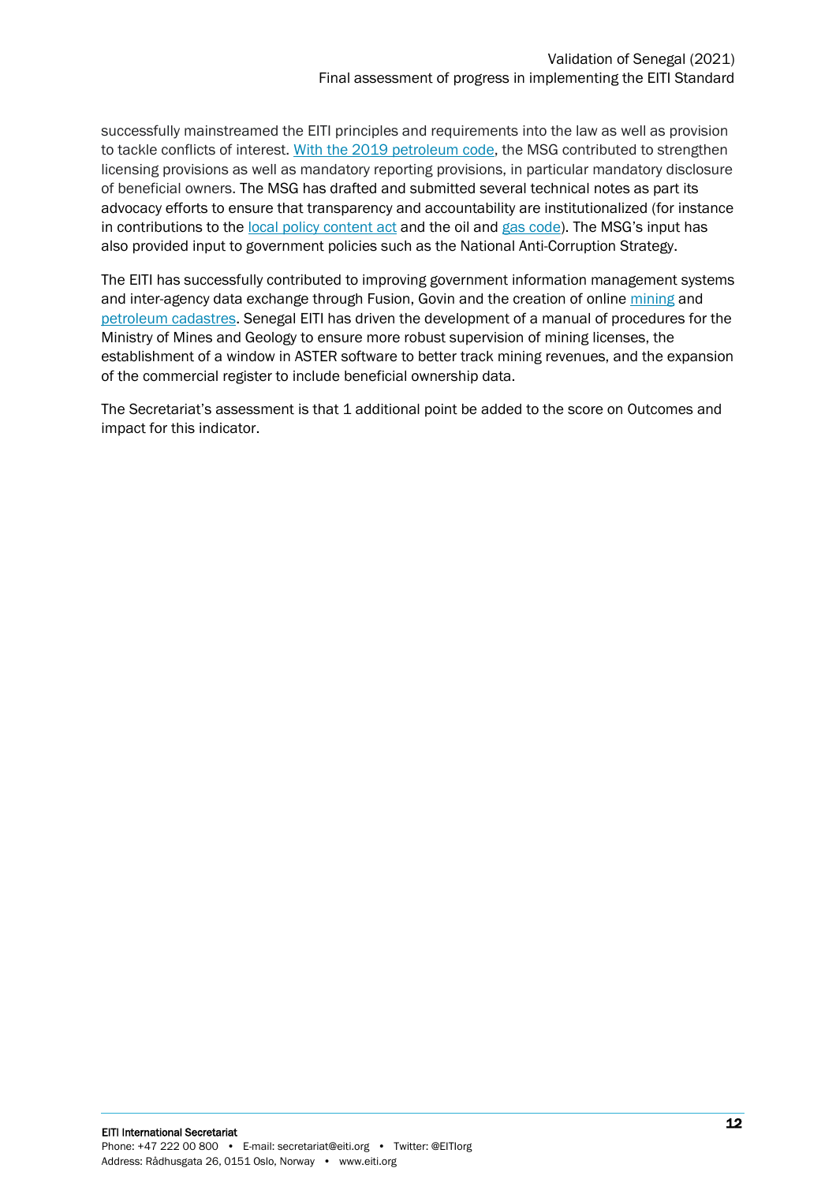successfully mainstreamed the EITI principles and requirements into the law as well as provision to tackle conflicts of interest. With the 2019 petroleum code, the MSG contributed to strengthen licensing provisions as well as mandatory reporting provisions, in particular mandatory disclosure of beneficial owners. The MSG has drafted and submitted several technical notes as part its advocacy efforts to ensure that transparency and accountability are institutionalized (for instance in contributions to the local policy content act and the oil and gas code). The MSG's input has also provided input to government policies such as the National Anti-Corruption Strategy.

The EITI has successfully contributed to improving government information management systems and inter-agency data exchange through Fusion, Govin and the creation of online mining and petroleum cadastres. Senegal EITI has driven the development of a manual of procedures for the Ministry of Mines and Geology to ensure more robust supervision of mining licenses, the establishment of a window in ASTER software to better track mining revenues, and the expansion of the commercial register to include beneficial ownership data.

The Secretariat's assessment is that 1 additional point be added to the score on Outcomes and impact for this indicator.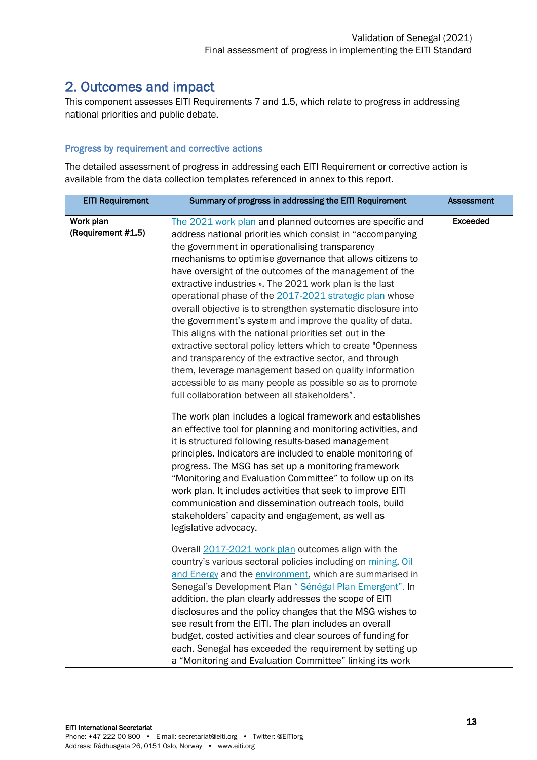## 2. Outcomes and impact

This component assesses EITI Requirements 7 and 1.5, which relate to progress in addressing national priorities and public debate.

### Progress by requirement and corrective actions

The detailed assessment of progress in addressing each EITI Requirement or corrective action is available from the data collection templates referenced in annex to this report.

| EITI Requirement | Summary of progress in addressing the EITI Requirement | Assessment |
|---|---|---|
| **Work plan (Requirement #1.5)** | The 2021 work plan and planned outcomes are specific and address national priorities which consist in "accompanying the government in operationalising transparency mechanisms to optimise governance that allows citizens to have oversight of the outcomes of the management of the extractive industries ». The 2021 work plan is the last operational phase of the 2017-2021 strategic plan whose overall objective is to strengthen systematic disclosure into the government's system and improve the quality of data. This aligns with the national priorities set out in the extractive sectoral policy letters which to create "Openness and transparency of the extractive sector, and through them, leverage management based on quality information accessible to as many people as possible so as to promote full collaboration between all stakeholders".<br><br>The work plan includes a logical framework and establishes an effective tool for planning and monitoring activities, and it is structured following results-based management principles. Indicators are included to enable monitoring of progress. The MSG has set up a monitoring framework "Monitoring and Evaluation Committee" to follow up on its work plan. It includes activities that seek to improve EITI communication and dissemination outreach tools, build stakeholders' capacity and engagement, as well as legislative advocacy.<br><br>Overall 2017-2021 work plan outcomes align with the country's various sectoral policies including on mining, Oil and Energy and the environment, which are summarised in Senegal's Development Plan " Sénégal Plan Emergent". In addition, the plan clearly addresses the scope of EITI disclosures and the policy changes that the MSG wishes to see result from the EITI. The plan includes an overall budget, costed activities and clear sources of funding for each. Senegal has exceeded the requirement by setting up a "Monitoring and Evaluation Committee" linking its work | **Exceeded** |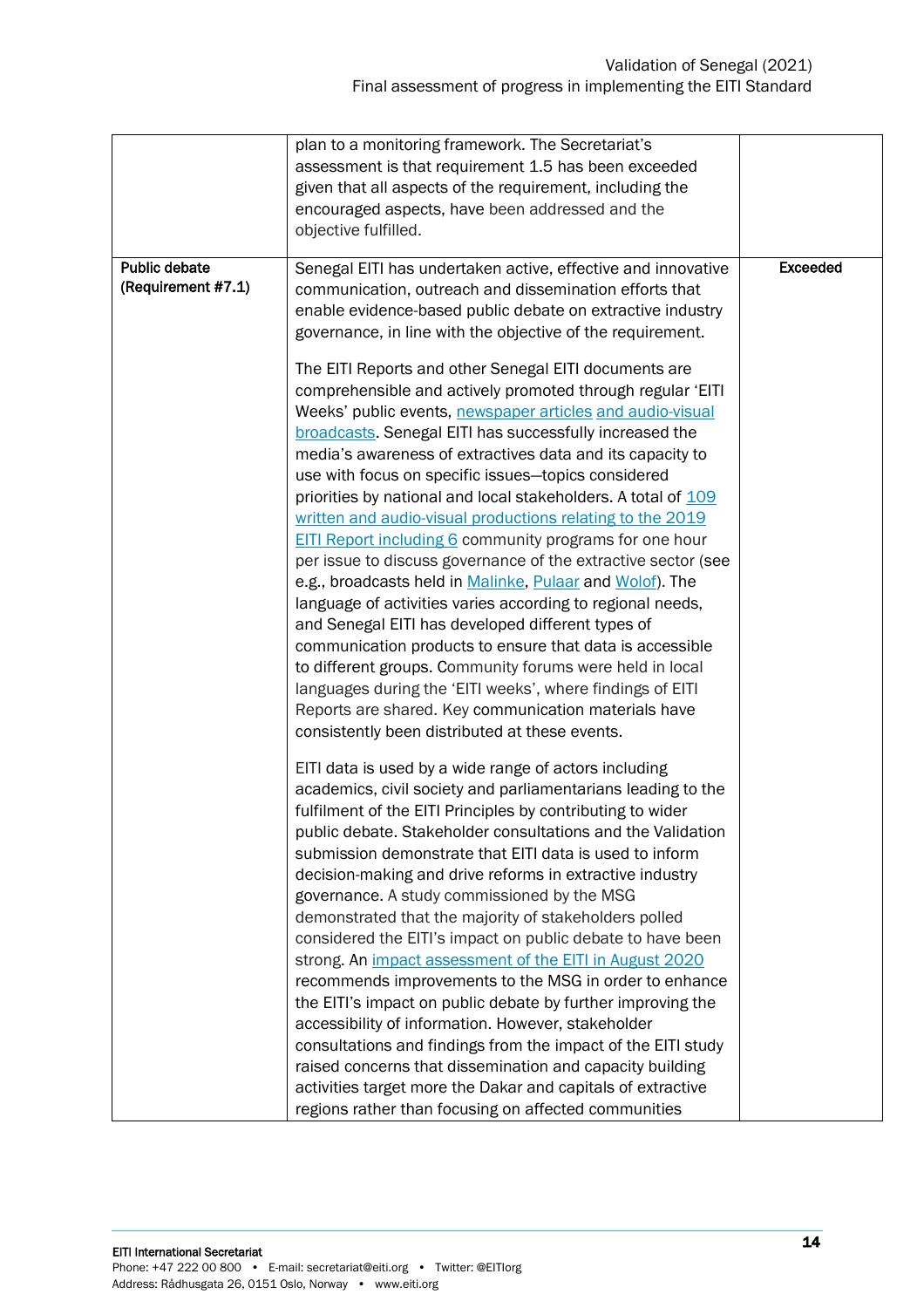| | | |
|---|---|---|
| | plan to a monitoring framework. The Secretariat's assessment is that requirement 1.5 has been exceeded given that all aspects of the requirement, including the encouraged aspects, have been addressed and the objective fulfilled. | |
| **Public debate (Requirement #7.1)** | Senegal EITI has undertaken active, effective and innovative communication, outreach and dissemination efforts that enable evidence-based public debate on extractive industry governance, in line with the objective of the requirement.<br><br>The EITI Reports and other Senegal EITI documents are comprehensible and actively promoted through regular 'EITI Weeks' public events, newspaper articles and audio-visual broadcasts. Senegal EITI has successfully increased the media's awareness of extractives data and its capacity to use with focus on specific issues—topics considered priorities by national and local stakeholders. A total of 109 written and audio-visual productions relating to the 2019 EITI Report including 6 community programs for one hour per issue to discuss governance of the extractive sector (see e.g., broadcasts held in Malinke, Pulaar and Wolof). The language of activities varies according to regional needs, and Senegal EITI has developed different types of communication products to ensure that data is accessible to different groups. Community forums were held in local languages during the 'EITI weeks', where findings of EITI Reports are shared. Key communication materials have consistently been distributed at these events.<br><br>EITI data is used by a wide range of actors including academics, civil society and parliamentarians leading to the fulfilment of the EITI Principles by contributing to wider public debate. Stakeholder consultations and the Validation submission demonstrate that EITI data is used to inform decision-making and drive reforms in extractive industry governance. A study commissioned by the MSG demonstrated that the majority of stakeholders polled considered the EITI's impact on public debate to have been strong. An impact assessment of the EITI in August 2020 recommends improvements to the MSG in order to enhance the EITI's impact on public debate by further improving the accessibility of information. However, stakeholder consultations and findings from the impact of the EITI study raised concerns that dissemination and capacity building activities target more the Dakar and capitals of extractive regions rather than focusing on affected communities | **Exceeded** |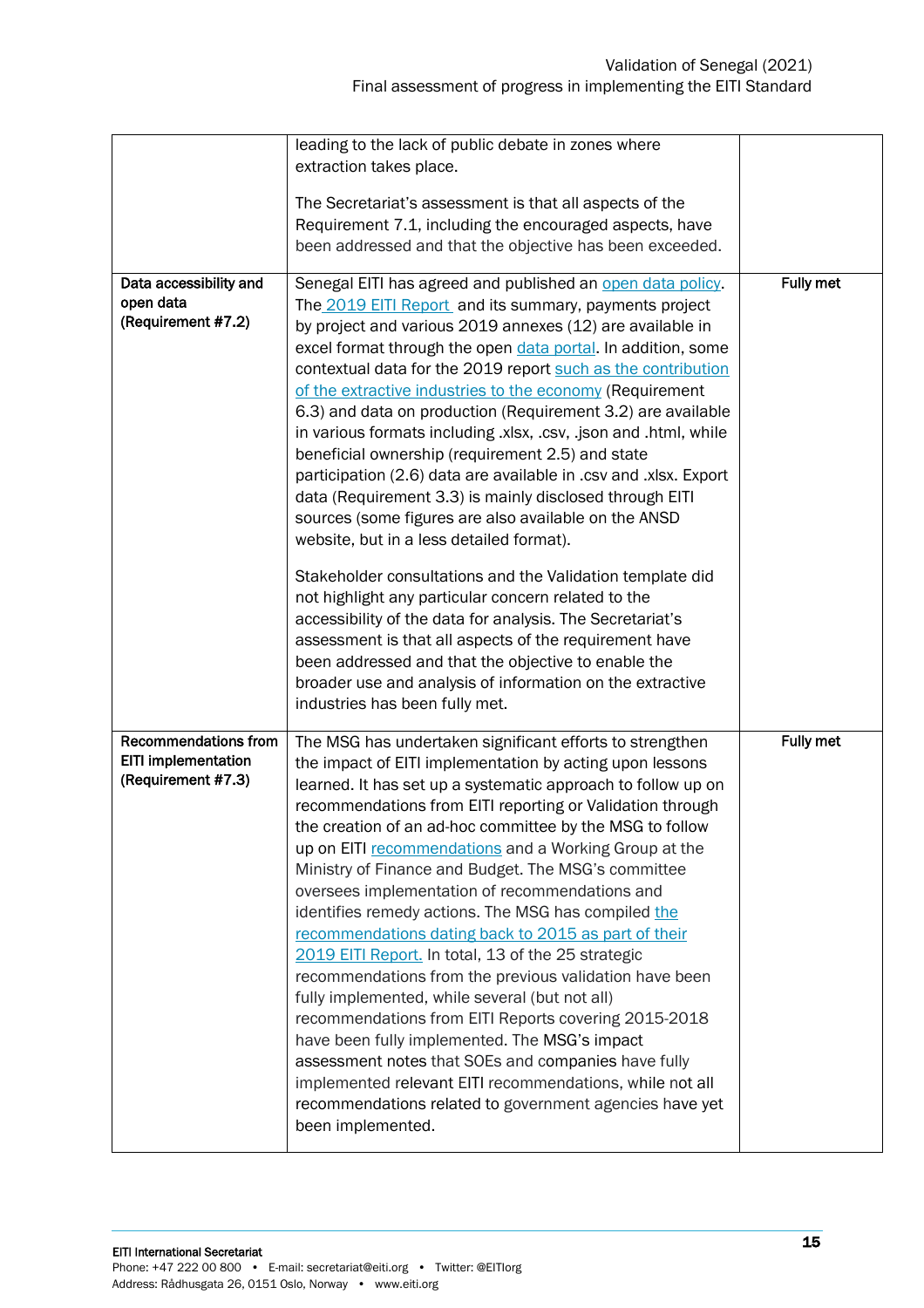| | | |
|---|---|---|
| | leading to the lack of public debate in zones where extraction takes place.<br><br>The Secretariat's assessment is that all aspects of the Requirement 7.1, including the encouraged aspects, have been addressed and that the objective has been exceeded. | |
| **Data accessibility and open data (Requirement #7.2)** | Senegal EITI has agreed and published an open data policy. The 2019 EITI Report and its summary, payments project by project and various 2019 annexes (12) are available in excel format through the open data portal. In addition, some contextual data for the 2019 report such as the contribution of the extractive industries to the economy (Requirement 6.3) and data on production (Requirement 3.2) are available in various formats including .xlsx, .csv, .json and .html, while beneficial ownership (requirement 2.5) and state participation (2.6) data are available in .csv and .xlsx. Export data (Requirement 3.3) is mainly disclosed through EITI sources (some figures are also available on the ANSD website, but in a less detailed format).<br><br>Stakeholder consultations and the Validation template did not highlight any particular concern related to the accessibility of the data for analysis. The Secretariat's assessment is that all aspects of the requirement have been addressed and that the objective to enable the broader use and analysis of information on the extractive industries has been fully met. | **Fully met** |
| **Recommendations from EITI implementation (Requirement #7.3)** | The MSG has undertaken significant efforts to strengthen the impact of EITI implementation by acting upon lessons learned. It has set up a systematic approach to follow up on recommendations from EITI reporting or Validation through the creation of an ad-hoc committee by the MSG to follow up on EITI recommendations and a Working Group at the Ministry of Finance and Budget. The MSG's committee oversees implementation of recommendations and identifies remedy actions. The MSG has compiled the recommendations dating back to 2015 as part of their 2019 EITI Report. In total, 13 of the 25 strategic recommendations from the previous validation have been fully implemented, while several (but not all) recommendations from EITI Reports covering 2015-2018 have been fully implemented. The MSG's impact assessment notes that SOEs and companies have fully implemented relevant EITI recommendations, while not all recommendations related to government agencies have yet been implemented. | **Fully met** |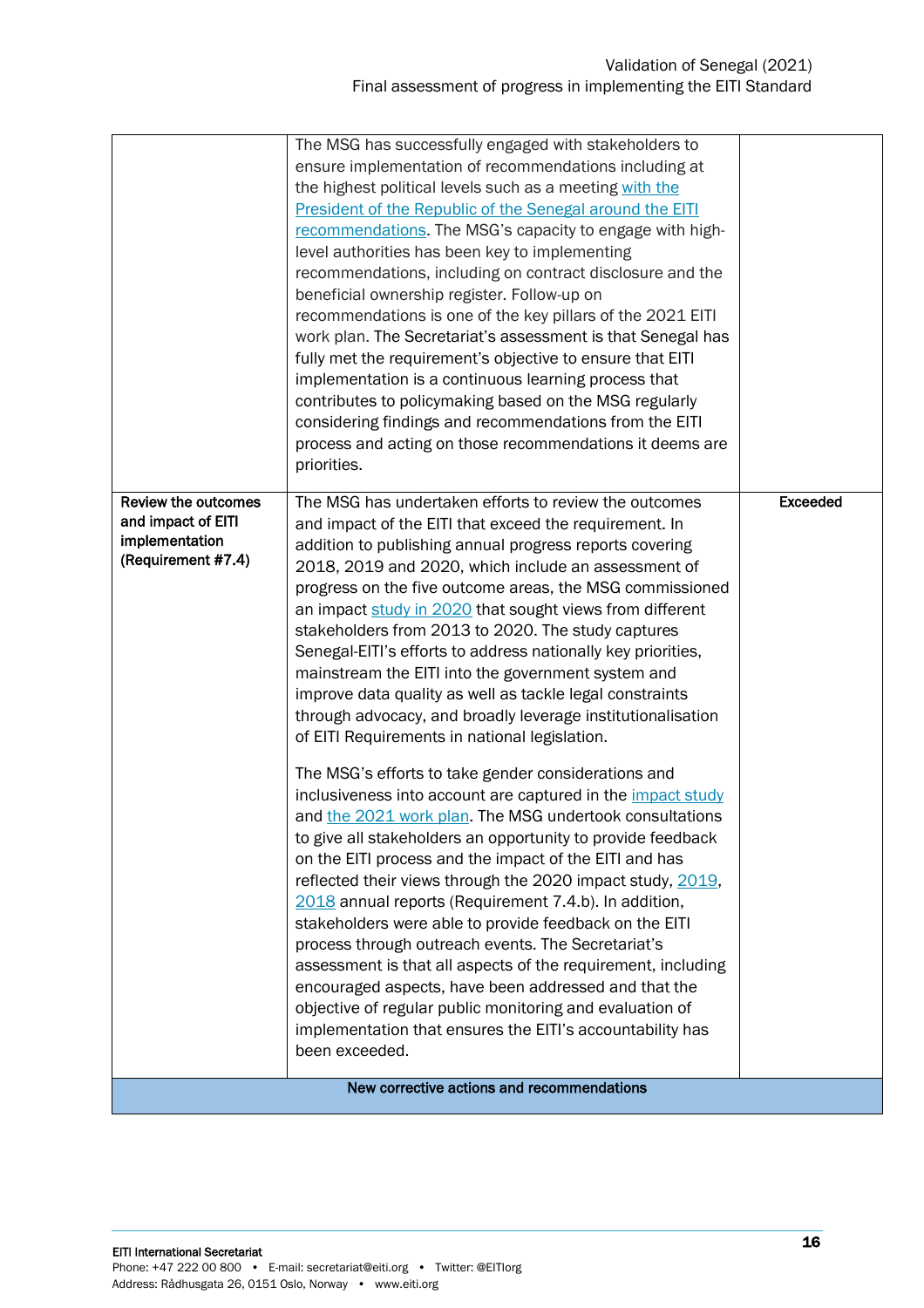| | | |
|---|---|---|
| | The MSG has successfully engaged with stakeholders to ensure implementation of recommendations including at the highest political levels such as a meeting with the President of the Republic of the Senegal around the EITI recommendations. The MSG's capacity to engage with high-level authorities has been key to implementing recommendations, including on contract disclosure and the beneficial ownership register. Follow-up on recommendations is one of the key pillars of the 2021 EITI work plan. The Secretariat's assessment is that Senegal has fully met the requirement's objective to ensure that EITI implementation is a continuous learning process that contributes to policymaking based on the MSG regularly considering findings and recommendations from the EITI process and acting on those recommendations it deems are priorities. | |
| **Review the outcomes and impact of EITI implementation (Requirement #7.4)** | The MSG has undertaken efforts to review the outcomes and impact of the EITI that exceed the requirement. In addition to publishing annual progress reports covering 2018, 2019 and 2020, which include an assessment of progress on the five outcome areas, the MSG commissioned an impact study in 2020 that sought views from different stakeholders from 2013 to 2020. The study captures Senegal-EITI's efforts to address nationally key priorities, mainstream the EITI into the government system and improve data quality as well as tackle legal constraints through advocacy, and broadly leverage institutionalisation of EITI Requirements in national legislation.<br><br>The MSG's efforts to take gender considerations and inclusiveness into account are captured in the impact study and the 2021 work plan. The MSG undertook consultations to give all stakeholders an opportunity to provide feedback on the EITI process and the impact of the EITI and has reflected their views through the 2020 impact study, 2019, 2018 annual reports (Requirement 7.4.b). In addition, stakeholders were able to provide feedback on the EITI process through outreach events. The Secretariat's assessment is that all aspects of the requirement, including encouraged aspects, have been addressed and that the objective of regular public monitoring and evaluation of implementation that ensures the EITI's accountability has been exceeded. | **Exceeded** |
| | **New corrective actions and recommendations** | |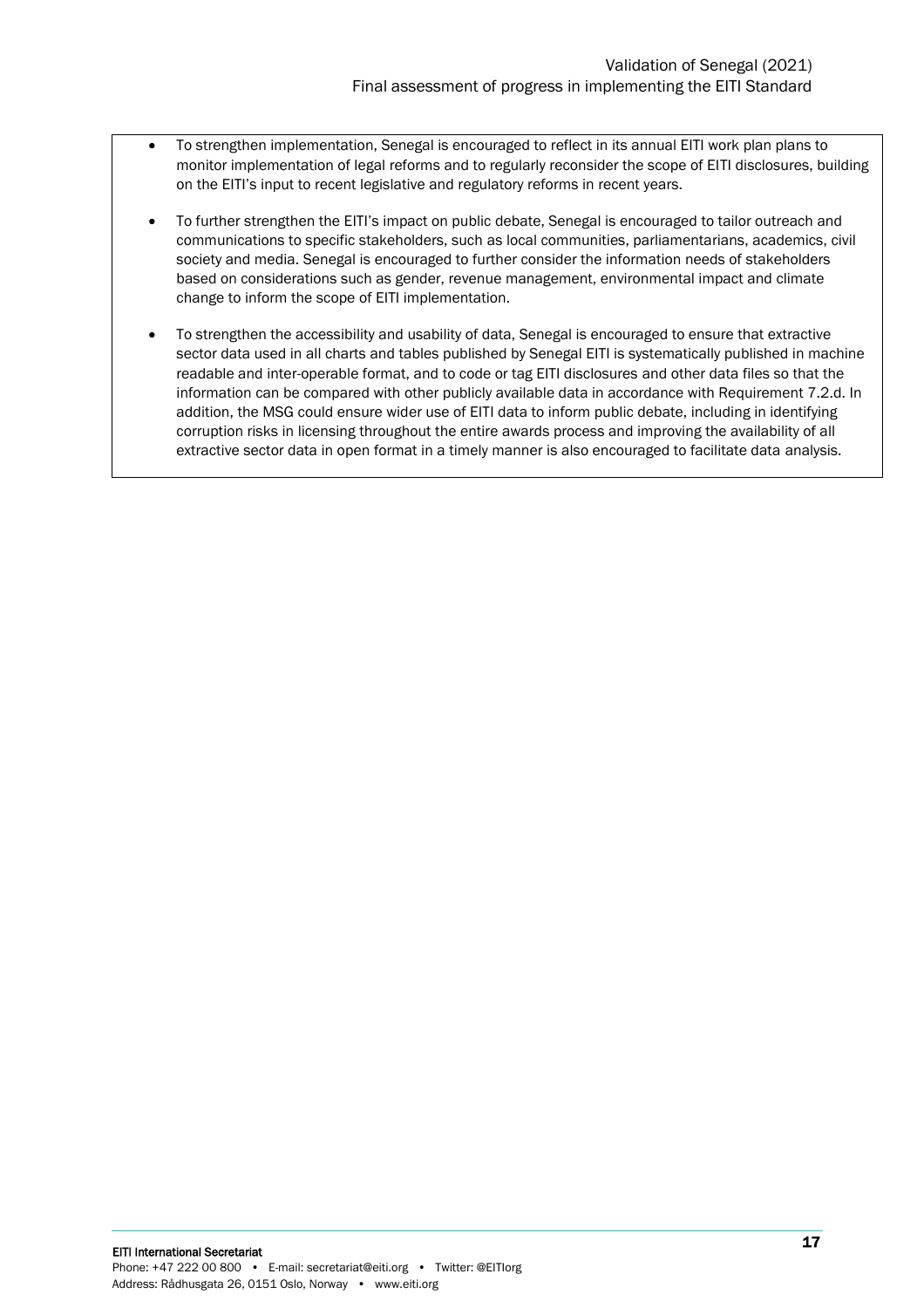- To strengthen implementation, Senegal is encouraged to reflect in its annual EITI work plan plans to monitor implementation of legal reforms and to regularly reconsider the scope of EITI disclosures, building on the EITI's input to recent legislative and regulatory reforms in recent years.
- To further strengthen the EITI's impact on public debate, Senegal is encouraged to tailor outreach and communications to specific stakeholders, such as local communities, parliamentarians, academics, civil society and media. Senegal is encouraged to further consider the information needs of stakeholders based on considerations such as gender, revenue management, environmental impact and climate change to inform the scope of EITI implementation.
- To strengthen the accessibility and usability of data, Senegal is encouraged to ensure that extractive sector data used in all charts and tables published by Senegal EITI is systematically published in machine readable and inter-operable format, and to code or tag EITI disclosures and other data files so that the information can be compared with other publicly available data in accordance with Requirement 7.2.d. In addition, the MSG could ensure wider use of EITI data to inform public debate, including in identifying corruption risks in licensing throughout the entire awards process and improving the availability of all extractive sector data in open format in a timely manner is also encouraged to facilitate data analysis.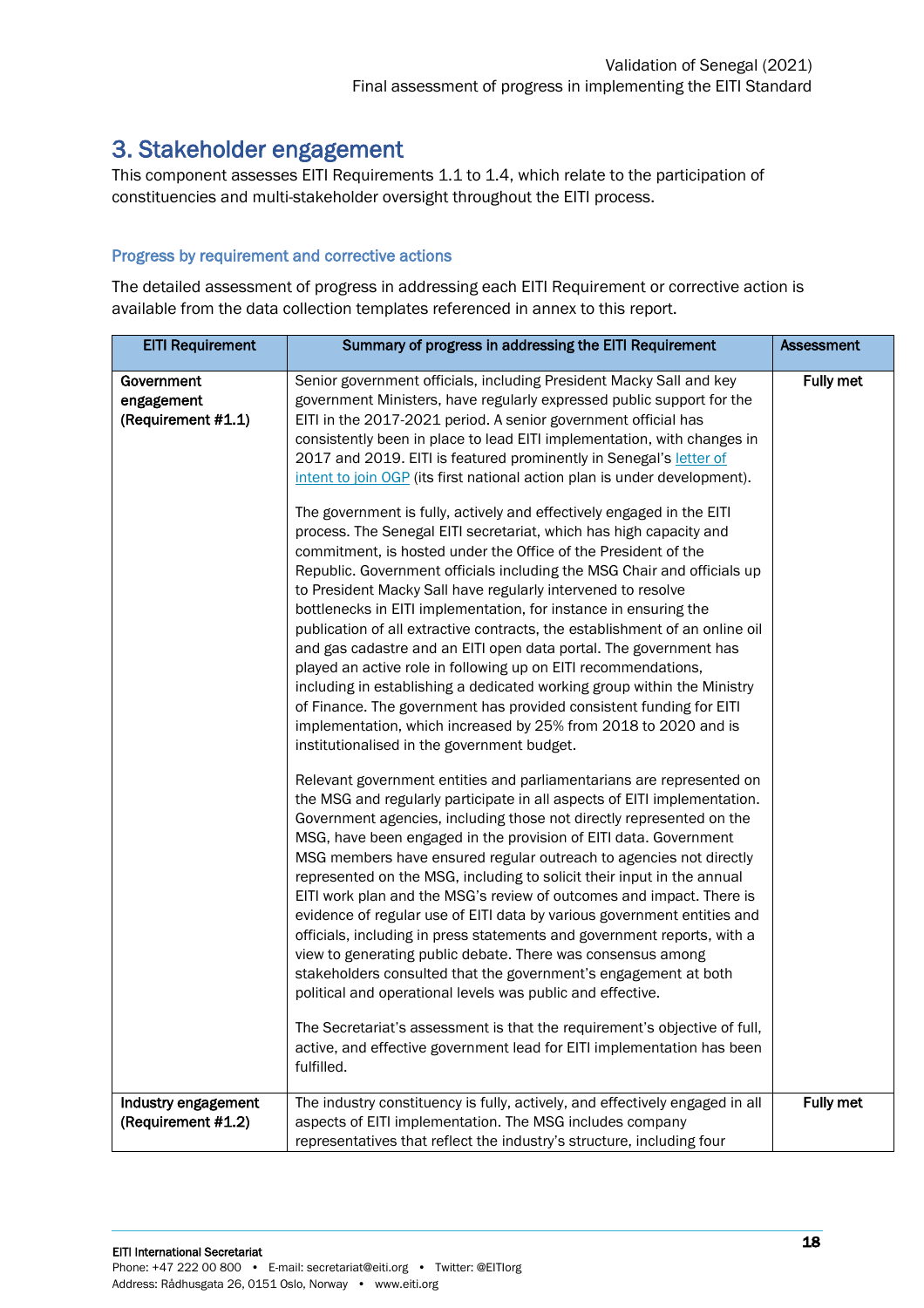## 3. Stakeholder engagement

This component assesses EITI Requirements 1.1 to 1.4, which relate to the participation of constituencies and multi-stakeholder oversight throughout the EITI process.

### Progress by requirement and corrective actions

The detailed assessment of progress in addressing each EITI Requirement or corrective action is available from the data collection templates referenced in annex to this report.

| EITI Requirement | Summary of progress in addressing the EITI Requirement | Assessment |
|---|---|---|
| **Government engagement (Requirement #1.1)** | Senior government officials, including President Macky Sall and key government Ministers, have regularly expressed public support for the EITI in the 2017-2021 period. A senior government official has consistently been in place to lead EITI implementation, with changes in 2017 and 2019. EITI is featured prominently in Senegal's letter of intent to join OGP (its first national action plan is under development).<br><br>The government is fully, actively and effectively engaged in the EITI process. The Senegal EITI secretariat, which has high capacity and commitment, is hosted under the Office of the President of the Republic. Government officials including the MSG Chair and officials up to President Macky Sall have regularly intervened to resolve bottlenecks in EITI implementation, for instance in ensuring the publication of all extractive contracts, the establishment of an online oil and gas cadastre and an EITI open data portal. The government has played an active role in following up on EITI recommendations, including in establishing a dedicated working group within the Ministry of Finance. The government has provided consistent funding for EITI implementation, which increased by 25% from 2018 to 2020 and is institutionalised in the government budget.<br><br>Relevant government entities and parliamentarians are represented on the MSG and regularly participate in all aspects of EITI implementation. Government agencies, including those not directly represented on the MSG, have been engaged in the provision of EITI data. Government MSG members have ensured regular outreach to agencies not directly represented on the MSG, including to solicit their input in the annual EITI work plan and the MSG's review of outcomes and impact. There is evidence of regular use of EITI data by various government entities and officials, including in press statements and government reports, with a view to generating public debate. There was consensus among stakeholders consulted that the government's engagement at both political and operational levels was public and effective.<br><br>The Secretariat's assessment is that the requirement's objective of full, active, and effective government lead for EITI implementation has been fulfilled. | **Fully met** |
| **Industry engagement (Requirement #1.2)** | The industry constituency is fully, actively, and effectively engaged in all aspects of EITI implementation. The MSG includes company representatives that reflect the industry's structure, including four | **Fully met** |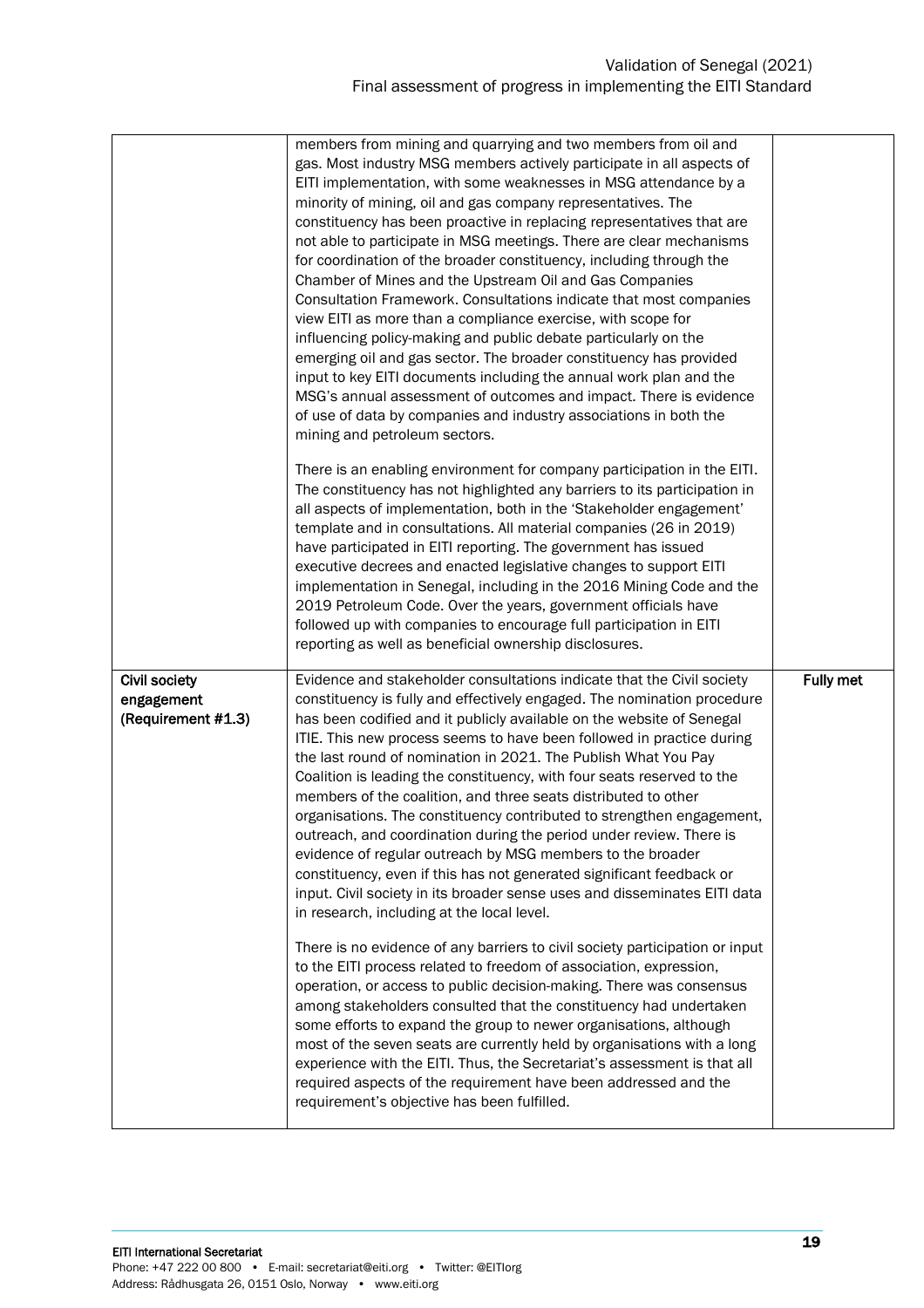| | | |
|---|---|---|
| | members from mining and quarrying and two members from oil and gas. Most industry MSG members actively participate in all aspects of EITI implementation, with some weaknesses in MSG attendance by a minority of mining, oil and gas company representatives. The constituency has been proactive in replacing representatives that are not able to participate in MSG meetings. There are clear mechanisms for coordination of the broader constituency, including through the Chamber of Mines and the Upstream Oil and Gas Companies Consultation Framework. Consultations indicate that most companies view EITI as more than a compliance exercise, with scope for influencing policy-making and public debate particularly on the emerging oil and gas sector. The broader constituency has provided input to key EITI documents including the annual work plan and the MSG's annual assessment of outcomes and impact. There is evidence of use of data by companies and industry associations in both the mining and petroleum sectors.<br><br>There is an enabling environment for company participation in the EITI. The constituency has not highlighted any barriers to its participation in all aspects of implementation, both in the 'Stakeholder engagement' template and in consultations. All material companies (26 in 2019) have participated in EITI reporting. The government has issued executive decrees and enacted legislative changes to support EITI implementation in Senegal, including in the 2016 Mining Code and the 2019 Petroleum Code. Over the years, government officials have followed up with companies to encourage full participation in EITI reporting as well as beneficial ownership disclosures. | |
| **Civil society engagement (Requirement #1.3)** | Evidence and stakeholder consultations indicate that the Civil society constituency is fully and effectively engaged. The nomination procedure has been codified and it publicly available on the website of Senegal ITIE. This new process seems to have been followed in practice during the last round of nomination in 2021. The Publish What You Pay Coalition is leading the constituency, with four seats reserved to the members of the coalition, and three seats distributed to other organisations. The constituency contributed to strengthen engagement, outreach, and coordination during the period under review. There is evidence of regular outreach by MSG members to the broader constituency, even if this has not generated significant feedback or input. Civil society in its broader sense uses and disseminates EITI data in research, including at the local level.<br><br>There is no evidence of any barriers to civil society participation or input to the EITI process related to freedom of association, expression, operation, or access to public decision-making. There was consensus among stakeholders consulted that the constituency had undertaken some efforts to expand the group to newer organisations, although most of the seven seats are currently held by organisations with a long experience with the EITI. Thus, the Secretariat's assessment is that all required aspects of the requirement have been addressed and the requirement's objective has been fulfilled. | **Fully met** |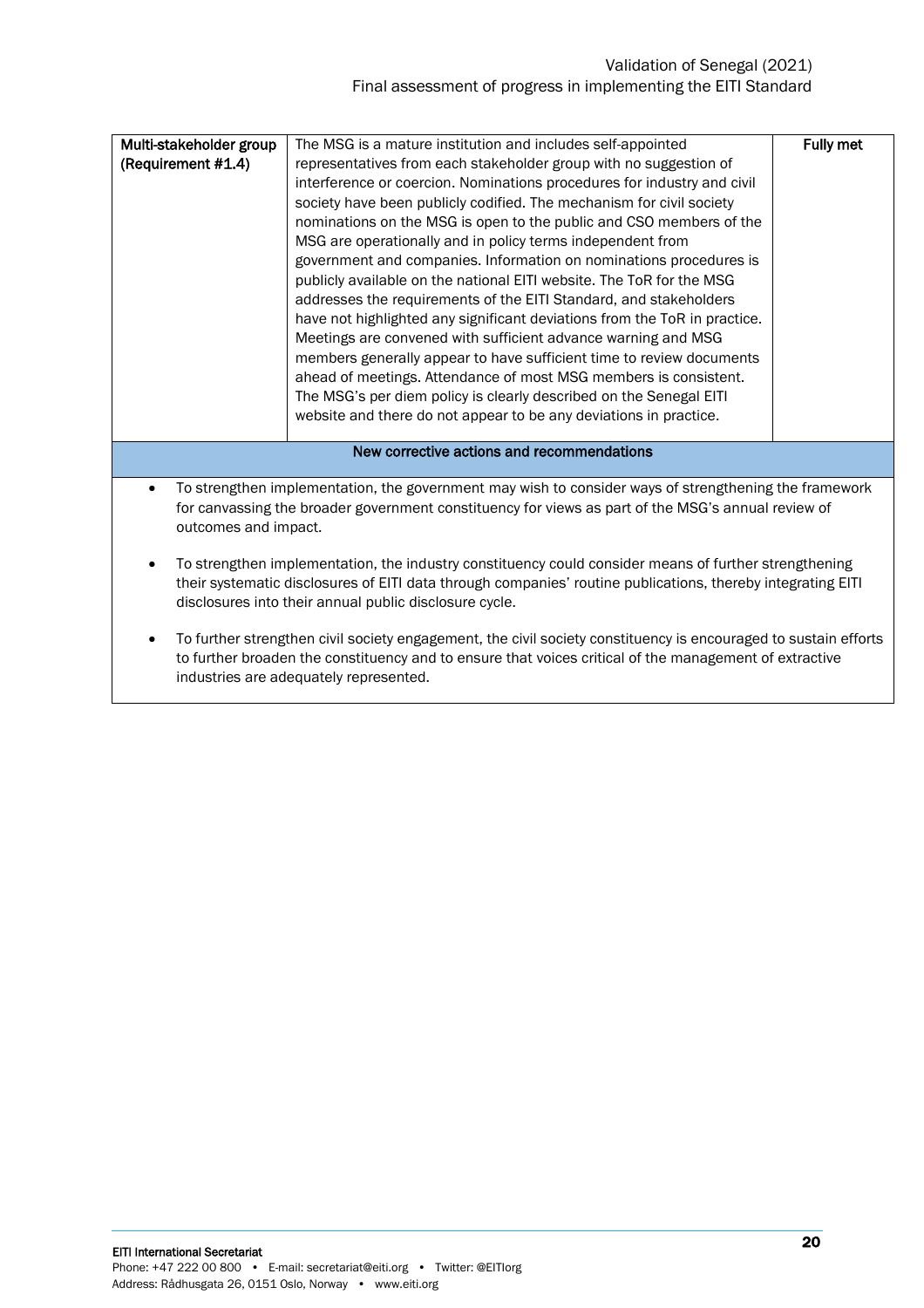| Multi-stakeholder group (Requirement #1.4) | The MSG is a mature institution and includes self-appointed representatives from each stakeholder group with no suggestion of interference or coercion. Nominations procedures for industry and civil society have been publicly codified. The mechanism for civil society nominations on the MSG is open to the public and CSO members of the MSG are operationally and in policy terms independent from government and companies. Information on nominations procedures is publicly available on the national EITI website. The ToR for the MSG addresses the requirements of the EITI Standard, and stakeholders have not highlighted any significant deviations from the ToR in practice. Meetings are convened with sufficient advance warning and MSG members generally appear to have sufficient time to review documents ahead of meetings. Attendance of most MSG members is consistent. The MSG's per diem policy is clearly described on the Senegal EITI website and there do not appear to be any deviations in practice. | **Fully met** |
|---|---|---|

**New corrective actions and recommendations**

- To strengthen implementation, the government may wish to consider ways of strengthening the framework for canvassing the broader government constituency for views as part of the MSG's annual review of outcomes and impact.
- To strengthen implementation, the industry constituency could consider means of further strengthening their systematic disclosures of EITI data through companies' routine publications, thereby integrating EITI disclosures into their annual public disclosure cycle.
- To further strengthen civil society engagement, the civil society constituency is encouraged to sustain efforts to further broaden the constituency and to ensure that voices critical of the management of extractive industries are adequately represented.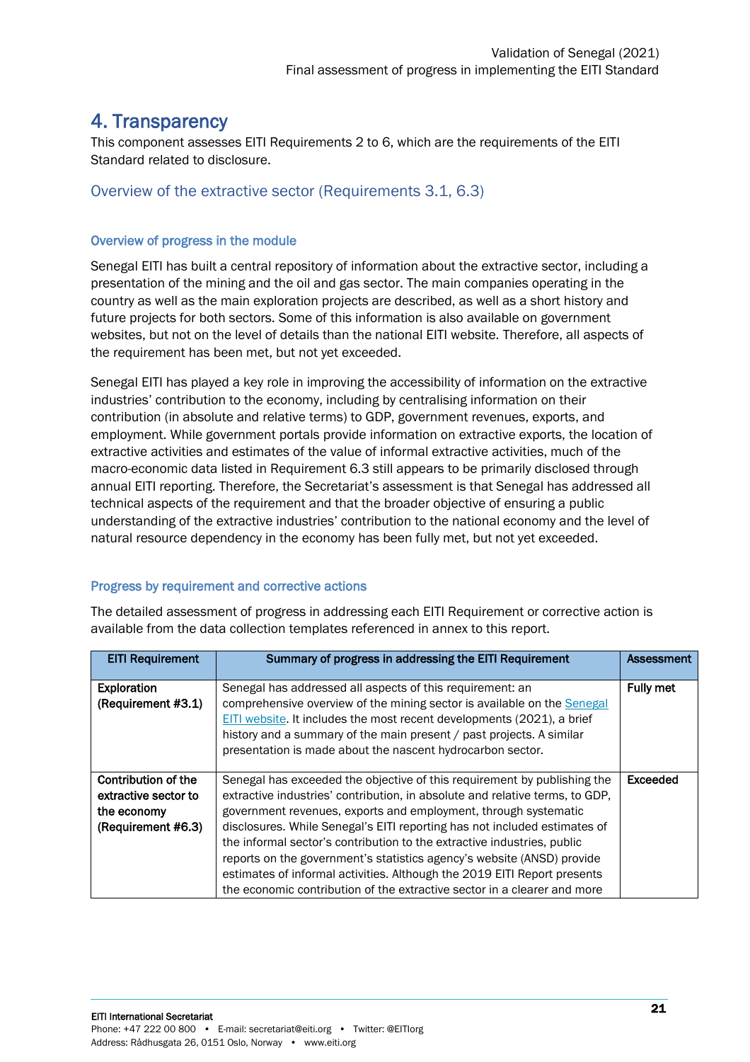# 4. Transparency

This component assesses EITI Requirements 2 to 6, which are the requirements of the EITI Standard related to disclosure.

## Overview of the extractive sector (Requirements 3.1, 6.3)

### Overview of progress in the module

Senegal EITI has built a central repository of information about the extractive sector, including a presentation of the mining and the oil and gas sector. The main companies operating in the country as well as the main exploration projects are described, as well as a short history and future projects for both sectors. Some of this information is also available on government websites, but not on the level of details than the national EITI website. Therefore, all aspects of the requirement has been met, but not yet exceeded.

Senegal EITI has played a key role in improving the accessibility of information on the extractive industries' contribution to the economy, including by centralising information on their contribution (in absolute and relative terms) to GDP, government revenues, exports, and employment. While government portals provide information on extractive exports, the location of extractive activities and estimates of the value of informal extractive activities, much of the macro-economic data listed in Requirement 6.3 still appears to be primarily disclosed through annual EITI reporting. Therefore, the Secretariat's assessment is that Senegal has addressed all technical aspects of the requirement and that the broader objective of ensuring a public understanding of the extractive industries' contribution to the national economy and the level of natural resource dependency in the economy has been fully met, but not yet exceeded.

### Progress by requirement and corrective actions

The detailed assessment of progress in addressing each EITI Requirement or corrective action is available from the data collection templates referenced in annex to this report.

| EITI Requirement | Summary of progress in addressing the EITI Requirement | Assessment |
|---|---|---|
| **Exploration (Requirement #3.1)** | Senegal has addressed all aspects of this requirement: an comprehensive overview of the mining sector is available on the Senegal EITI website. It includes the most recent developments (2021), a brief history and a summary of the main present / past projects. A similar presentation is made about the nascent hydrocarbon sector. | **Fully met** |
| **Contribution of the extractive sector to the economy (Requirement #6.3)** | Senegal has exceeded the objective of this requirement by publishing the extractive industries' contribution, in absolute and relative terms, to GDP, government revenues, exports and employment, through systematic disclosures. While Senegal's EITI reporting has not included estimates of the informal sector's contribution to the extractive industries, public reports on the government's statistics agency's website (ANSD) provide estimates of informal activities. Although the 2019 EITI Report presents the economic contribution of the extractive sector in a clearer and more | **Exceeded** |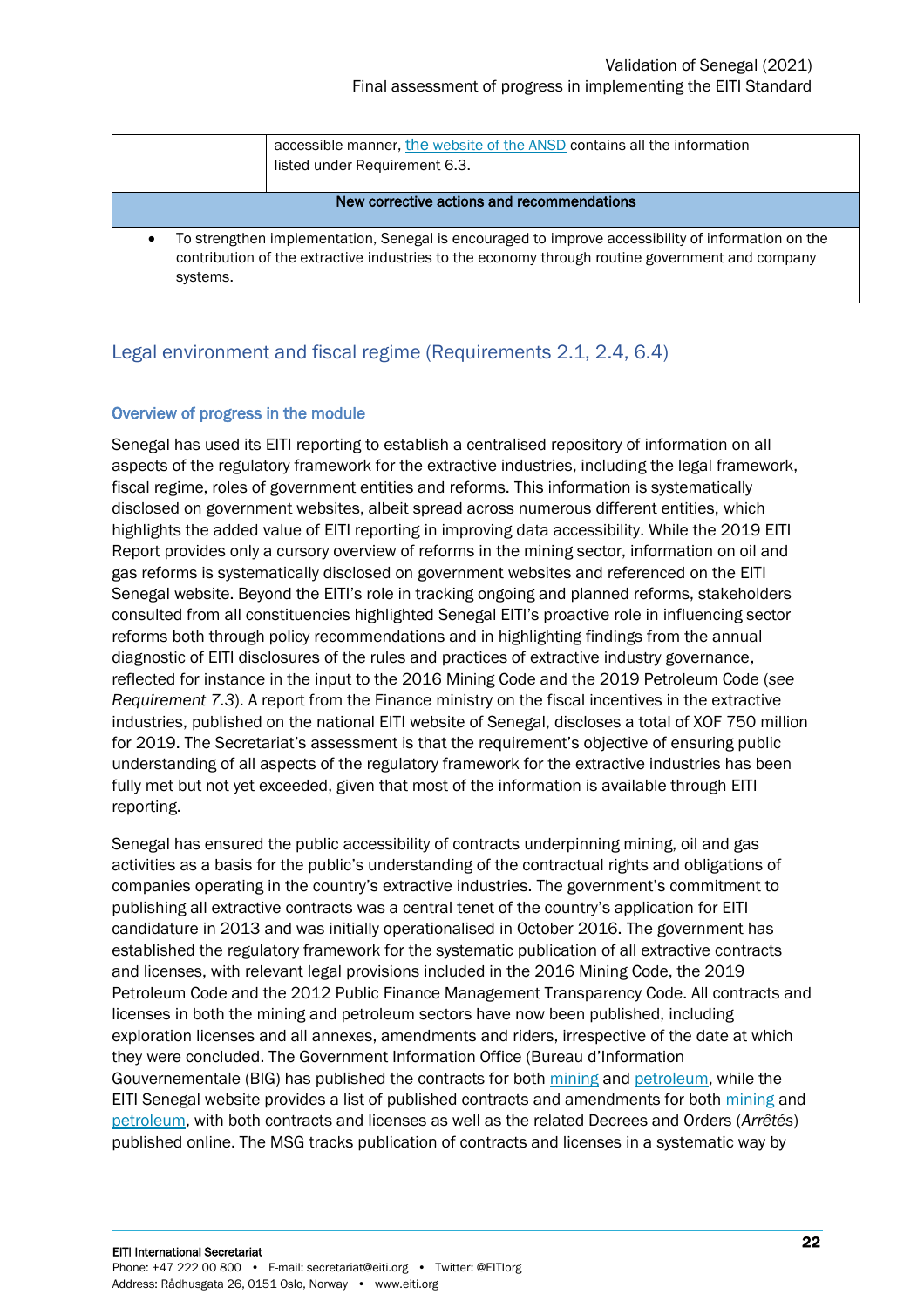| | accessible manner, [the website of the ANSD](#) contains all the information listed under Requirement 6.3. | |
|---|---|---|
| **New corrective actions and recommendations** | | |
| • To strengthen implementation, Senegal is encouraged to improve accessibility of information on the contribution of the extractive industries to the economy through routine government and company systems. | | |

## Legal environment and fiscal regime (Requirements 2.1, 2.4, 6.4)

### Overview of progress in the module

Senegal has used its EITI reporting to establish a centralised repository of information on all aspects of the regulatory framework for the extractive industries, including the legal framework, fiscal regime, roles of government entities and reforms. This information is systematically disclosed on government websites, albeit spread across numerous different entities, which highlights the added value of EITI reporting in improving data accessibility. While the 2019 EITI Report provides only a cursory overview of reforms in the mining sector, information on oil and gas reforms is systematically disclosed on government websites and referenced on the EITI Senegal website. Beyond the EITI's role in tracking ongoing and planned reforms, stakeholders consulted from all constituencies highlighted Senegal EITI's proactive role in influencing sector reforms both through policy recommendations and in highlighting findings from the annual diagnostic of EITI disclosures of the rules and practices of extractive industry governance, reflected for instance in the input to the 2016 Mining Code and the 2019 Petroleum Code (*see Requirement 7.3*). A report from the Finance ministry on the fiscal incentives in the extractive industries, published on the national EITI website of Senegal, discloses a total of XOF 750 million for 2019. The Secretariat's assessment is that the requirement's objective of ensuring public understanding of all aspects of the regulatory framework for the extractive industries has been fully met but not yet exceeded, given that most of the information is available through EITI reporting.

Senegal has ensured the public accessibility of contracts underpinning mining, oil and gas activities as a basis for the public's understanding of the contractual rights and obligations of companies operating in the country's extractive industries. The government's commitment to publishing all extractive contracts was a central tenet of the country's application for EITI candidature in 2013 and was initially operationalised in October 2016. The government has established the regulatory framework for the systematic publication of all extractive contracts and licenses, with relevant legal provisions included in the 2016 Mining Code, the 2019 Petroleum Code and the 2012 Public Finance Management Transparency Code. All contracts and licenses in both the mining and petroleum sectors have now been published, including exploration licenses and all annexes, amendments and riders, irrespective of the date at which they were concluded. The Government Information Office (Bureau d'Information Gouvernementale (BIG) has published the contracts for both [mining](#) and [petroleum](#), while the EITI Senegal website provides a list of published contracts and amendments for both [mining](#) and [petroleum](#), with both contracts and licenses as well as the related Decrees and Orders (*Arrêtés*) published online. The MSG tracks publication of contracts and licenses in a systematic way by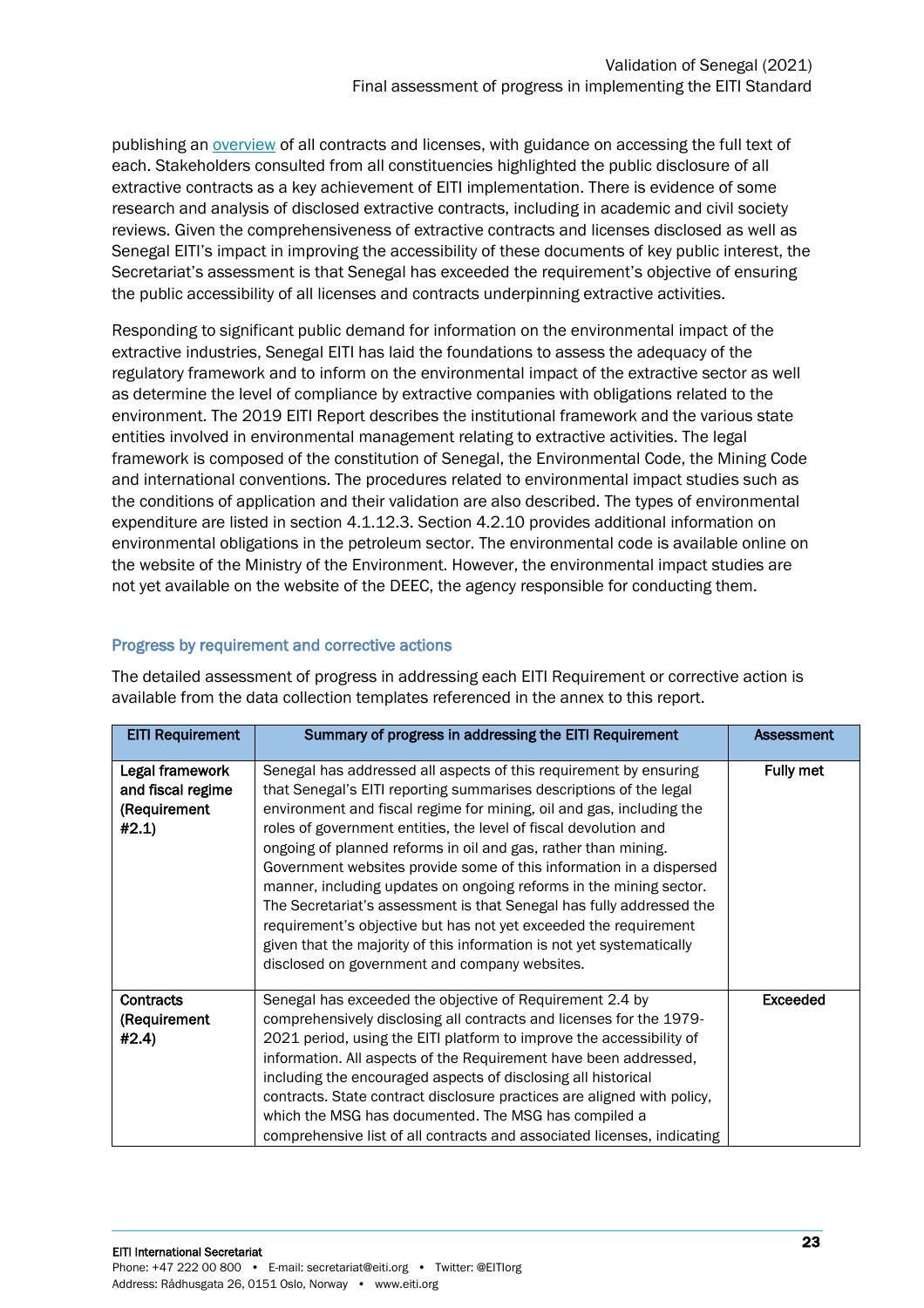publishing an overview of all contracts and licenses, with guidance on accessing the full text of each. Stakeholders consulted from all constituencies highlighted the public disclosure of all extractive contracts as a key achievement of EITI implementation. There is evidence of some research and analysis of disclosed extractive contracts, including in academic and civil society reviews. Given the comprehensiveness of extractive contracts and licenses disclosed as well as Senegal EITI's impact in improving the accessibility of these documents of key public interest, the Secretariat's assessment is that Senegal has exceeded the requirement's objective of ensuring the public accessibility of all licenses and contracts underpinning extractive activities.

Responding to significant public demand for information on the environmental impact of the extractive industries, Senegal EITI has laid the foundations to assess the adequacy of the regulatory framework and to inform on the environmental impact of the extractive sector as well as determine the level of compliance by extractive companies with obligations related to the environment. The 2019 EITI Report describes the institutional framework and the various state entities involved in environmental management relating to extractive activities. The legal framework is composed of the constitution of Senegal, the Environmental Code, the Mining Code and international conventions. The procedures related to environmental impact studies such as the conditions of application and their validation are also described. The types of environmental expenditure are listed in section 4.1.12.3. Section 4.2.10 provides additional information on environmental obligations in the petroleum sector. The environmental code is available online on the website of the Ministry of the Environment. However, the environmental impact studies are not yet available on the website of the DEEC, the agency responsible for conducting them.

### Progress by requirement and corrective actions

The detailed assessment of progress in addressing each EITI Requirement or corrective action is available from the data collection templates referenced in the annex to this report.

| EITI Requirement | Summary of progress in addressing the EITI Requirement | Assessment |
|---|---|---|
| **Legal framework and fiscal regime (Requirement #2.1)** | Senegal has addressed all aspects of this requirement by ensuring that Senegal's EITI reporting summarises descriptions of the legal environment and fiscal regime for mining, oil and gas, including the roles of government entities, the level of fiscal devolution and ongoing of planned reforms in oil and gas, rather than mining. Government websites provide some of this information in a dispersed manner, including updates on ongoing reforms in the mining sector. The Secretariat's assessment is that Senegal has fully addressed the requirement's objective but has not yet exceeded the requirement given that the majority of this information is not yet systematically disclosed on government and company websites. | **Fully met** |
| **Contracts (Requirement #2.4)** | Senegal has exceeded the objective of Requirement 2.4 by comprehensively disclosing all contracts and licenses for the 1979-2021 period, using the EITI platform to improve the accessibility of information. All aspects of the Requirement have been addressed, including the encouraged aspects of disclosing all historical contracts. State contract disclosure practices are aligned with policy, which the MSG has documented. The MSG has compiled a comprehensive list of all contracts and associated licenses, indicating | **Exceeded** |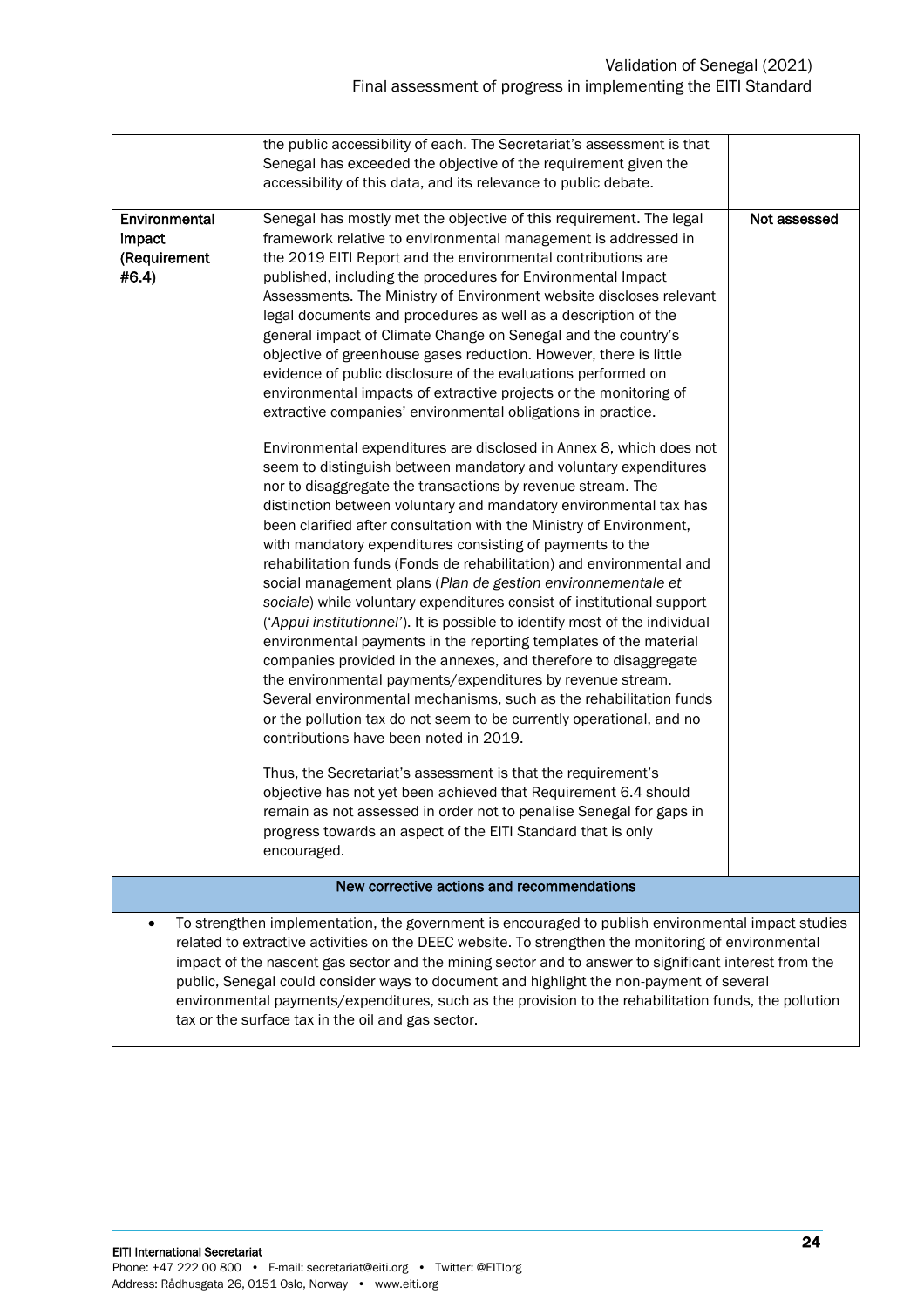| | | |
|---|---|---|
| | the public accessibility of each. The Secretariat's assessment is that Senegal has exceeded the objective of the requirement given the accessibility of this data, and its relevance to public debate. | |
| **Environmental impact (Requirement #6.4)** | Senegal has mostly met the objective of this requirement. The legal framework relative to environmental management is addressed in the 2019 EITI Report and the environmental contributions are published, including the procedures for Environmental Impact Assessments. The Ministry of Environment website discloses relevant legal documents and procedures as well as a description of the general impact of Climate Change on Senegal and the country's objective of greenhouse gases reduction. However, there is little evidence of public disclosure of the evaluations performed on environmental impacts of extractive projects or the monitoring of extractive companies' environmental obligations in practice.<br><br>Environmental expenditures are disclosed in Annex 8, which does not seem to distinguish between mandatory and voluntary expenditures nor to disaggregate the transactions by revenue stream. The distinction between voluntary and mandatory environmental tax has been clarified after consultation with the Ministry of Environment, with mandatory expenditures consisting of payments to the rehabilitation funds (Fonds de rehabilitation) and environmental and social management plans (*Plan de gestion environnementale et sociale*) while voluntary expenditures consist of institutional support (*'Appui institutionnel'*). It is possible to identify most of the individual environmental payments in the reporting templates of the material companies provided in the annexes, and therefore to disaggregate the environmental payments/expenditures by revenue stream. Several environmental mechanisms, such as the rehabilitation funds or the pollution tax do not seem to be currently operational, and no contributions have been noted in 2019.<br><br>Thus, the Secretariat's assessment is that the requirement's objective has not yet been achieved that Requirement 6.4 should remain as not assessed in order not to penalise Senegal for gaps in progress towards an aspect of the EITI Standard that is only encouraged. | **Not assessed** |

**New corrective actions and recommendations**

- To strengthen implementation, the government is encouraged to publish environmental impact studies related to extractive activities on the DEEC website. To strengthen the monitoring of environmental impact of the nascent gas sector and the mining sector and to answer to significant interest from the public, Senegal could consider ways to document and highlight the non-payment of several environmental payments/expenditures, such as the provision to the rehabilitation funds, the pollution tax or the surface tax in the oil and gas sector.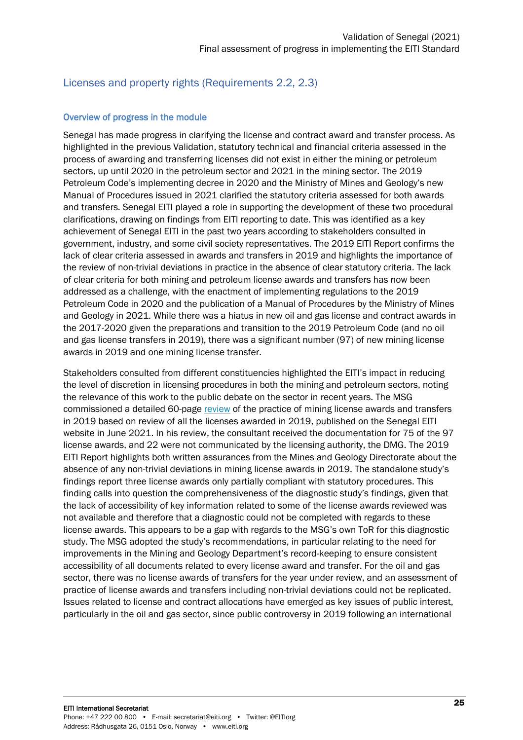## Licenses and property rights (Requirements 2.2, 2.3)

### Overview of progress in the module

Senegal has made progress in clarifying the license and contract award and transfer process. As highlighted in the previous Validation, statutory technical and financial criteria assessed in the process of awarding and transferring licenses did not exist in either the mining or petroleum sectors, up until 2020 in the petroleum sector and 2021 in the mining sector. The 2019 Petroleum Code's implementing decree in 2020 and the Ministry of Mines and Geology's new Manual of Procedures issued in 2021 clarified the statutory criteria assessed for both awards and transfers. Senegal EITI played a role in supporting the development of these two procedural clarifications, drawing on findings from EITI reporting to date. This was identified as a key achievement of Senegal EITI in the past two years according to stakeholders consulted in government, industry, and some civil society representatives. The 2019 EITI Report confirms the lack of clear criteria assessed in awards and transfers in 2019 and highlights the importance of the review of non-trivial deviations in practice in the absence of clear statutory criteria. The lack of clear criteria for both mining and petroleum license awards and transfers has now been addressed as a challenge, with the enactment of implementing regulations to the 2019 Petroleum Code in 2020 and the publication of a Manual of Procedures by the Ministry of Mines and Geology in 2021. While there was a hiatus in new oil and gas license and contract awards in the 2017-2020 given the preparations and transition to the 2019 Petroleum Code (and no oil and gas license transfers in 2019), there was a significant number (97) of new mining license awards in 2019 and one mining license transfer.

Stakeholders consulted from different constituencies highlighted the EITI's impact in reducing the level of discretion in licensing procedures in both the mining and petroleum sectors, noting the relevance of this work to the public debate on the sector in recent years. The MSG commissioned a detailed 60-page review of the practice of mining license awards and transfers in 2019 based on review of all the licenses awarded in 2019, published on the Senegal EITI website in June 2021. In his review, the consultant received the documentation for 75 of the 97 license awards, and 22 were not communicated by the licensing authority, the DMG. The 2019 EITI Report highlights both written assurances from the Mines and Geology Directorate about the absence of any non-trivial deviations in mining license awards in 2019. The standalone study's findings report three license awards only partially compliant with statutory procedures. This finding calls into question the comprehensiveness of the diagnostic study's findings, given that the lack of accessibility of key information related to some of the license awards reviewed was not available and therefore that a diagnostic could not be completed with regards to these license awards. This appears to be a gap with regards to the MSG's own ToR for this diagnostic study. The MSG adopted the study's recommendations, in particular relating to the need for improvements in the Mining and Geology Department's record-keeping to ensure consistent accessibility of all documents related to every license award and transfer. For the oil and gas sector, there was no license awards of transfers for the year under review, and an assessment of practice of license awards and transfers including non-trivial deviations could not be replicated. Issues related to license and contract allocations have emerged as key issues of public interest, particularly in the oil and gas sector, since public controversy in 2019 following an international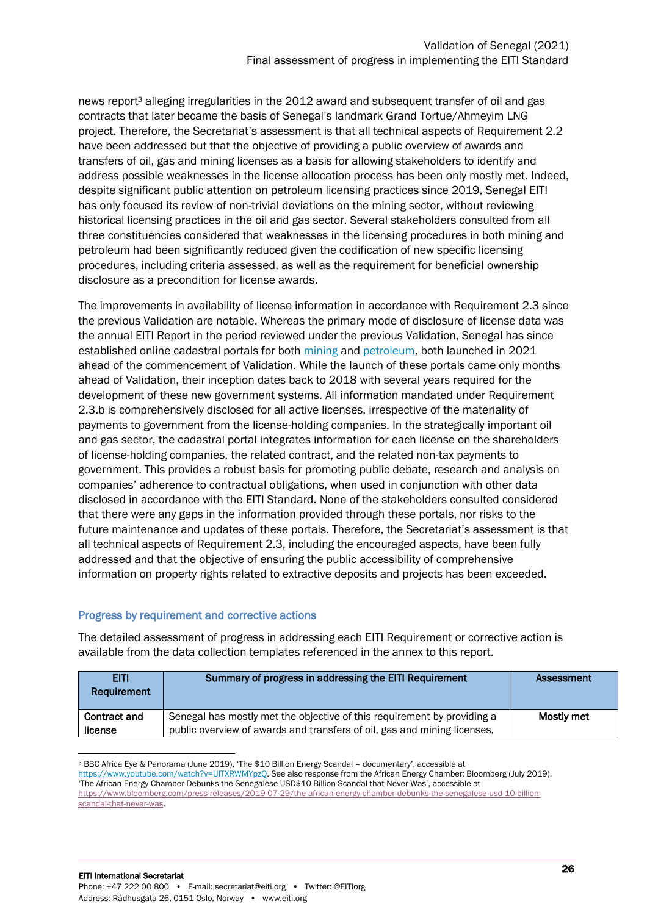news report[3] alleging irregularities in the 2012 award and subsequent transfer of oil and gas contracts that later became the basis of Senegal's landmark Grand Tortue/Ahmeyim LNG project. Therefore, the Secretariat's assessment is that all technical aspects of Requirement 2.2 have been addressed but that the objective of providing a public overview of awards and transfers of oil, gas and mining licenses as a basis for allowing stakeholders to identify and address possible weaknesses in the license allocation process has been only mostly met. Indeed, despite significant public attention on petroleum licensing practices since 2019, Senegal EITI has only focused its review of non-trivial deviations on the mining sector, without reviewing historical licensing practices in the oil and gas sector. Several stakeholders consulted from all three constituencies considered that weaknesses in the licensing procedures in both mining and petroleum had been significantly reduced given the codification of new specific licensing procedures, including criteria assessed, as well as the requirement for beneficial ownership disclosure as a precondition for license awards.

The improvements in availability of license information in accordance with Requirement 2.3 since the previous Validation are notable. Whereas the primary mode of disclosure of license data was the annual EITI Report in the period reviewed under the previous Validation, Senegal has since established online cadastral portals for both mining and petroleum, both launched in 2021 ahead of the commencement of Validation. While the launch of these portals came only months ahead of Validation, their inception dates back to 2018 with several years required for the development of these new government systems. All information mandated under Requirement 2.3.b is comprehensively disclosed for all active licenses, irrespective of the materiality of payments to government from the license-holding companies. In the strategically important oil and gas sector, the cadastral portal integrates information for each license on the shareholders of license-holding companies, the related contract, and the related non-tax payments to government. This provides a robust basis for promoting public debate, research and analysis on companies' adherence to contractual obligations, when used in conjunction with other data disclosed in accordance with the EITI Standard. None of the stakeholders consulted considered that there were any gaps in the information provided through these portals, nor risks to the future maintenance and updates of these portals. Therefore, the Secretariat's assessment is that all technical aspects of Requirement 2.3, including the encouraged aspects, have been fully addressed and that the objective of ensuring the public accessibility of comprehensive information on property rights related to extractive deposits and projects has been exceeded.

### Progress by requirement and corrective actions

The detailed assessment of progress in addressing each EITI Requirement or corrective action is available from the data collection templates referenced in the annex to this report.

| EITI Requirement | Summary of progress in addressing the EITI Requirement | Assessment |
|---|---|---|
| **Contract and license** | Senegal has mostly met the objective of this requirement by providing a public overview of awards and transfers of oil, gas and mining licenses, | **Mostly met** |

[3] BBC Africa Eye & Panorama (June 2019), 'The $10 Billion Energy Scandal – documentary', accessible at https://www.youtube.com/watch?v=UlTXRWMYpzQ. See also response from the African Energy Chamber: Bloomberg (July 2019), 'The African Energy Chamber Debunks the Senegalese USD$10 Billion Scandal that Never Was', accessible at https://www.bloomberg.com/press-releases/2019-07-29/the-african-energy-chamber-debunks-the-senegalese-usd-10-billion-scandal-that-never-was.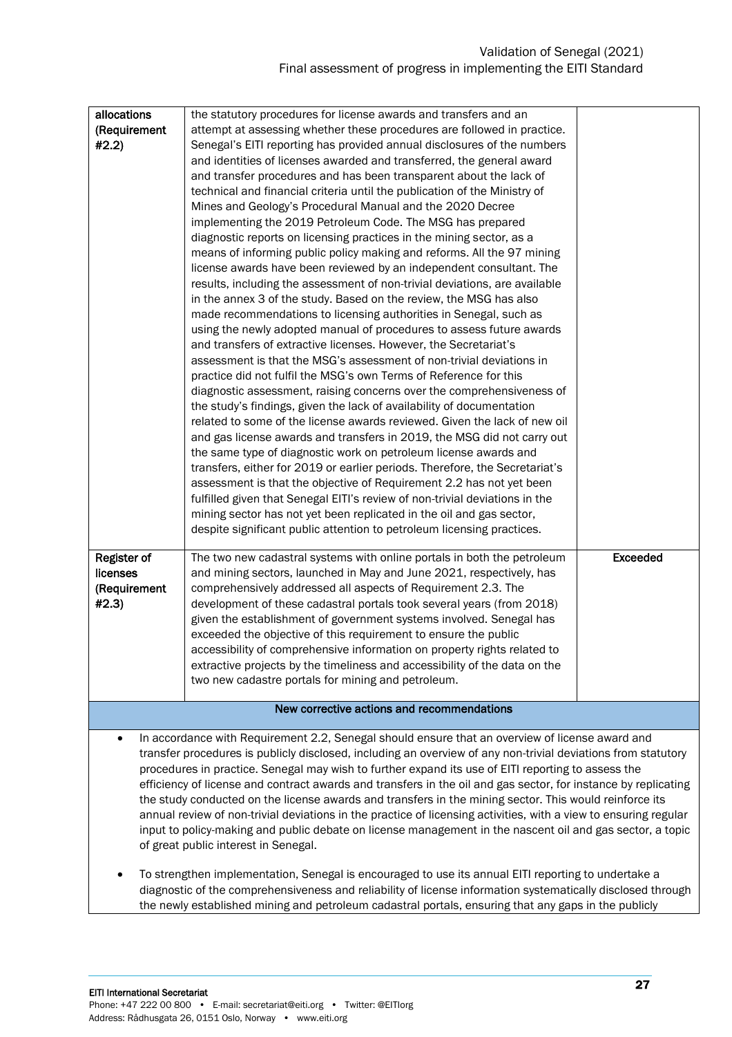| | | |
|---|---|---|
| allocations (Requirement #2.2) | the statutory procedures for license awards and transfers and an attempt at assessing whether these procedures are followed in practice. Senegal's EITI reporting has provided annual disclosures of the numbers and identities of licenses awarded and transferred, the general award and transfer procedures and has been transparent about the lack of technical and financial criteria until the publication of the Ministry of Mines and Geology's Procedural Manual and the 2020 Decree implementing the 2019 Petroleum Code. The MSG has prepared diagnostic reports on licensing practices in the mining sector, as a means of informing public policy making and reforms. All the 97 mining license awards have been reviewed by an independent consultant. The results, including the assessment of non-trivial deviations, are available in the annex 3 of the study. Based on the review, the MSG has also made recommendations to licensing authorities in Senegal, such as using the newly adopted manual of procedures to assess future awards and transfers of extractive licenses. However, the Secretariat's assessment is that the MSG's assessment of non-trivial deviations in practice did not fulfil the MSG's own Terms of Reference for this diagnostic assessment, raising concerns over the comprehensiveness of the study's findings, given the lack of availability of documentation related to some of the license awards reviewed. Given the lack of new oil and gas license awards and transfers in 2019, the MSG did not carry out the same type of diagnostic work on petroleum license awards and transfers, either for 2019 or earlier periods. Therefore, the Secretariat's assessment is that the objective of Requirement 2.2 has not yet been fulfilled given that Senegal EITI's review of non-trivial deviations in the mining sector has not yet been replicated in the oil and gas sector, despite significant public attention to petroleum licensing practices. | |
| **Register of licenses (Requirement #2.3)** | The two new cadastral systems with online portals in both the petroleum and mining sectors, launched in May and June 2021, respectively, has comprehensively addressed all aspects of Requirement 2.3. The development of these cadastral portals took several years (from 2018) given the establishment of government systems involved. Senegal has exceeded the objective of this requirement to ensure the public accessibility of comprehensive information on property rights related to extractive projects by the timeliness and accessibility of the data on the two new cadastre portals for mining and petroleum. | **Exceeded** |

**New corrective actions and recommendations**

- In accordance with Requirement 2.2, Senegal should ensure that an overview of license award and transfer procedures is publicly disclosed, including an overview of any non-trivial deviations from statutory procedures in practice. Senegal may wish to further expand its use of EITI reporting to assess the efficiency of license and contract awards and transfers in the oil and gas sector, for instance by replicating the study conducted on the license awards and transfers in the mining sector. This would reinforce its annual review of non-trivial deviations in the practice of licensing activities, with a view to ensuring regular input to policy-making and public debate on license management in the nascent oil and gas sector, a topic of great public interest in Senegal.

- To strengthen implementation, Senegal is encouraged to use its annual EITI reporting to undertake a diagnostic of the comprehensiveness and reliability of license information systematically disclosed through the newly established mining and petroleum cadastral portals, ensuring that any gaps in the publicly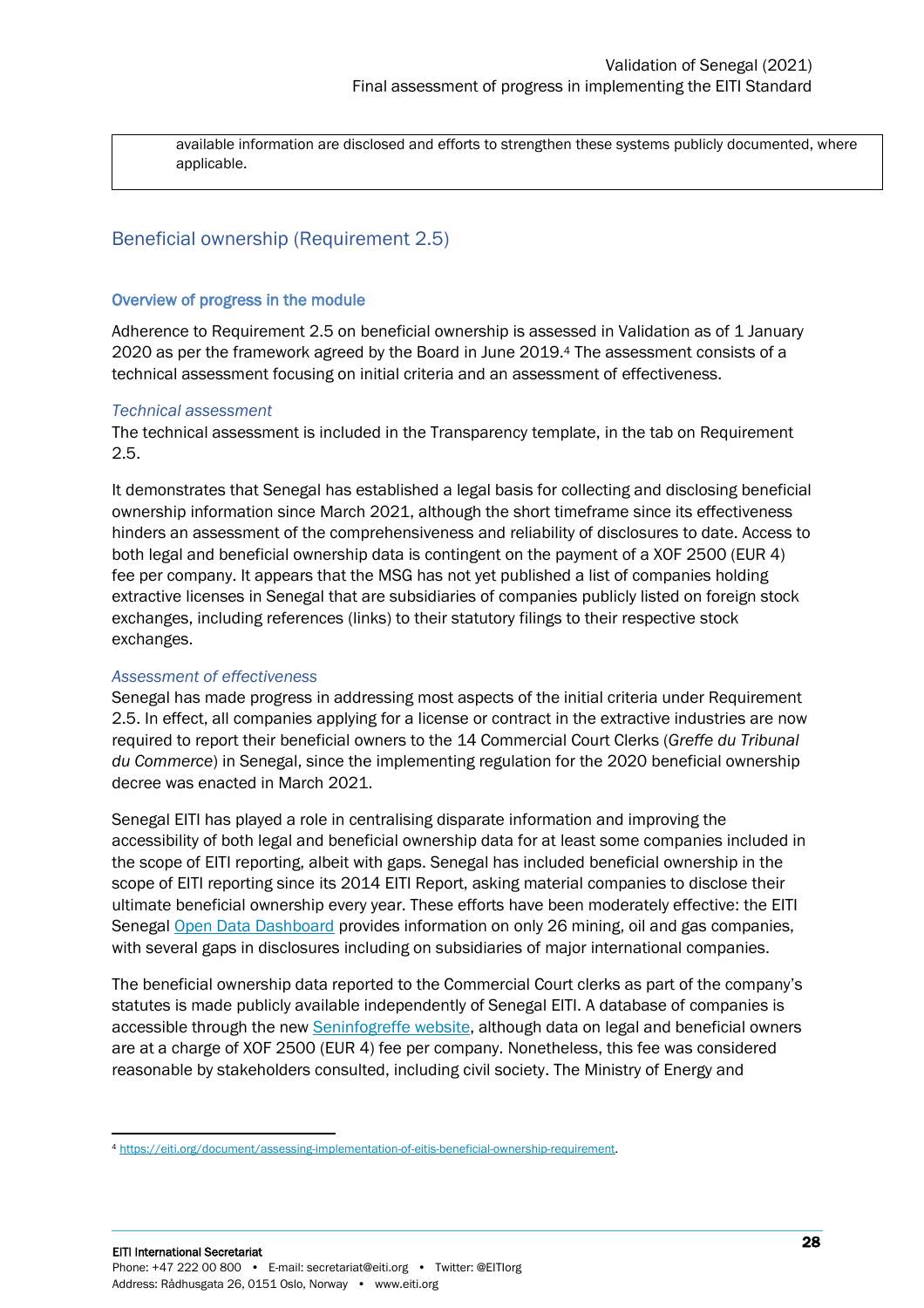available information are disclosed and efforts to strengthen these systems publicly documented, where applicable.

## Beneficial ownership (Requirement 2.5)

### Overview of progress in the module

Adherence to Requirement 2.5 on beneficial ownership is assessed in Validation as of 1 January 2020 as per the framework agreed by the Board in June 2019.[4] The assessment consists of a technical assessment focusing on initial criteria and an assessment of effectiveness.

*Technical assessment*

The technical assessment is included in the Transparency template, in the tab on Requirement 2.5.

It demonstrates that Senegal has established a legal basis for collecting and disclosing beneficial ownership information since March 2021, although the short timeframe since its effectiveness hinders an assessment of the comprehensiveness and reliability of disclosures to date. Access to both legal and beneficial ownership data is contingent on the payment of a XOF 2500 (EUR 4) fee per company. It appears that the MSG has not yet published a list of companies holding extractive licenses in Senegal that are subsidiaries of companies publicly listed on foreign stock exchanges, including references (links) to their statutory filings to their respective stock exchanges.

*Assessment of effectiveness*

Senegal has made progress in addressing most aspects of the initial criteria under Requirement 2.5. In effect, all companies applying for a license or contract in the extractive industries are now required to report their beneficial owners to the 14 Commercial Court Clerks (*Greffe du Tribunal du Commerce*) in Senegal, since the implementing regulation for the 2020 beneficial ownership decree was enacted in March 2021.

Senegal EITI has played a role in centralising disparate information and improving the accessibility of both legal and beneficial ownership data for at least some companies included in the scope of EITI reporting, albeit with gaps. Senegal has included beneficial ownership in the scope of EITI reporting since its 2014 EITI Report, asking material companies to disclose their ultimate beneficial ownership every year. These efforts have been moderately effective: the EITI Senegal Open Data Dashboard provides information on only 26 mining, oil and gas companies, with several gaps in disclosures including on subsidiaries of major international companies.

The beneficial ownership data reported to the Commercial Court clerks as part of the company's statutes is made publicly available independently of Senegal EITI. A database of companies is accessible through the new Seninfogreffe website, although data on legal and beneficial owners are at a charge of XOF 2500 (EUR 4) fee per company. Nonetheless, this fee was considered reasonable by stakeholders consulted, including civil society. The Ministry of Energy and

[4] https://eiti.org/document/assessing-implementation-of-eitis-beneficial-ownership-requirement.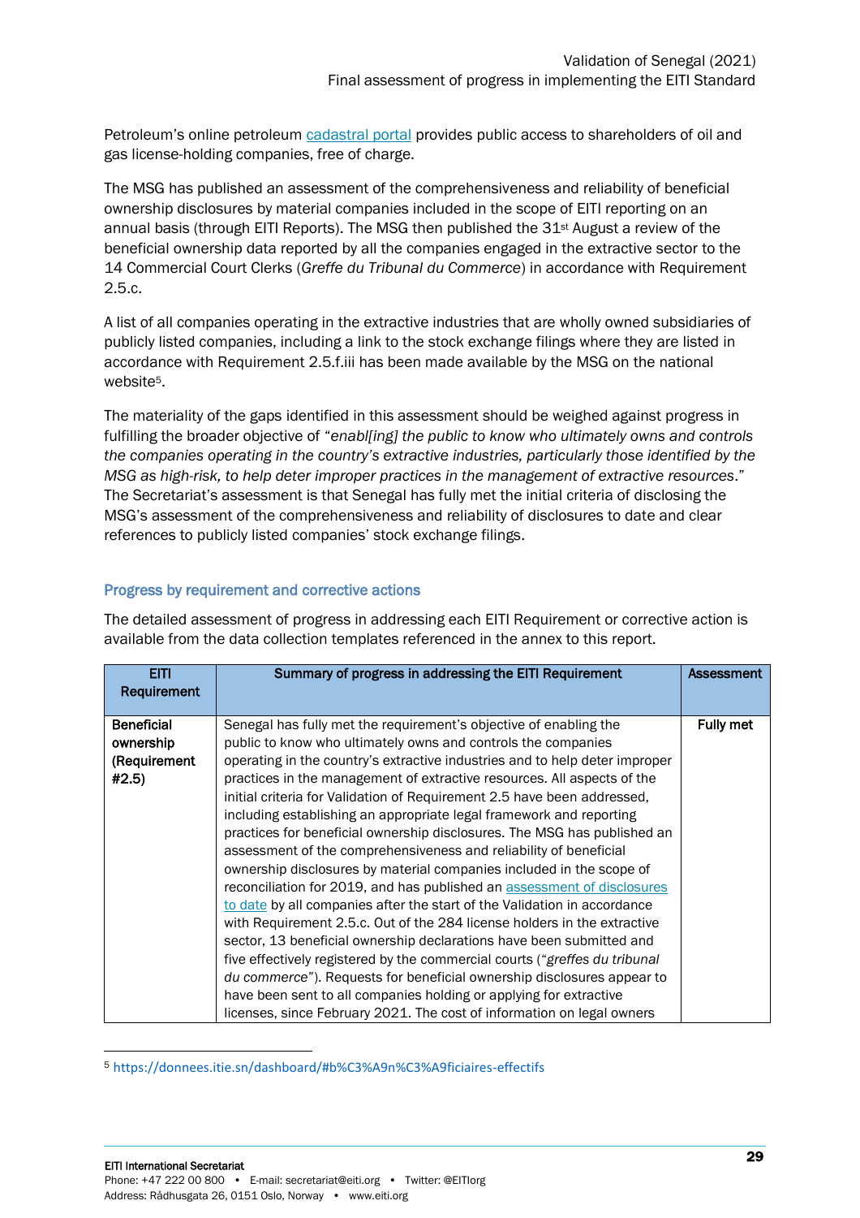Petroleum's online petroleum cadastral portal provides public access to shareholders of oil and gas license-holding companies, free of charge.

The MSG has published an assessment of the comprehensiveness and reliability of beneficial ownership disclosures by material companies included in the scope of EITI reporting on an annual basis (through EITI Reports). The MSG then published the 31st August a review of the beneficial ownership data reported by all the companies engaged in the extractive sector to the 14 Commercial Court Clerks (*Greffe du Tribunal du Commerce*) in accordance with Requirement 2.5.c.

A list of all companies operating in the extractive industries that are wholly owned subsidiaries of publicly listed companies, including a link to the stock exchange filings where they are listed in accordance with Requirement 2.5.f.iii has been made available by the MSG on the national website[5].

The materiality of the gaps identified in this assessment should be weighed against progress in fulfilling the broader objective of "*enabl[ing] the public to know who ultimately owns and controls the companies operating in the country's extractive industries, particularly those identified by the MSG as high-risk, to help deter improper practices in the management of extractive resources*." The Secretariat's assessment is that Senegal has fully met the initial criteria of disclosing the MSG's assessment of the comprehensiveness and reliability of disclosures to date and clear references to publicly listed companies' stock exchange filings.

## Progress by requirement and corrective actions

The detailed assessment of progress in addressing each EITI Requirement or corrective action is available from the data collection templates referenced in the annex to this report.

| EITI Requirement | Summary of progress in addressing the EITI Requirement | Assessment |
|---|---|---|
| **Beneficial ownership (Requirement #2.5)** | Senegal has fully met the requirement's objective of enabling the public to know who ultimately owns and controls the companies operating in the country's extractive industries and to help deter improper practices in the management of extractive resources. All aspects of the initial criteria for Validation of Requirement 2.5 have been addressed, including establishing an appropriate legal framework and reporting practices for beneficial ownership disclosures. The MSG has published an assessment of the comprehensiveness and reliability of beneficial ownership disclosures by material companies included in the scope of reconciliation for 2019, and has published an assessment of disclosures to date by all companies after the start of the Validation in accordance with Requirement 2.5.c. Out of the 284 license holders in the extractive sector, 13 beneficial ownership declarations have been submitted and five effectively registered by the commercial courts ("*greffes du tribunal du commerce*"). Requests for beneficial ownership disclosures appear to have been sent to all companies holding or applying for extractive licenses, since February 2021. The cost of information on legal owners | **Fully met** |

[5] https://donnees.itie.sn/dashboard/#b%C3%A9n%C3%A9ficiaires-effectifs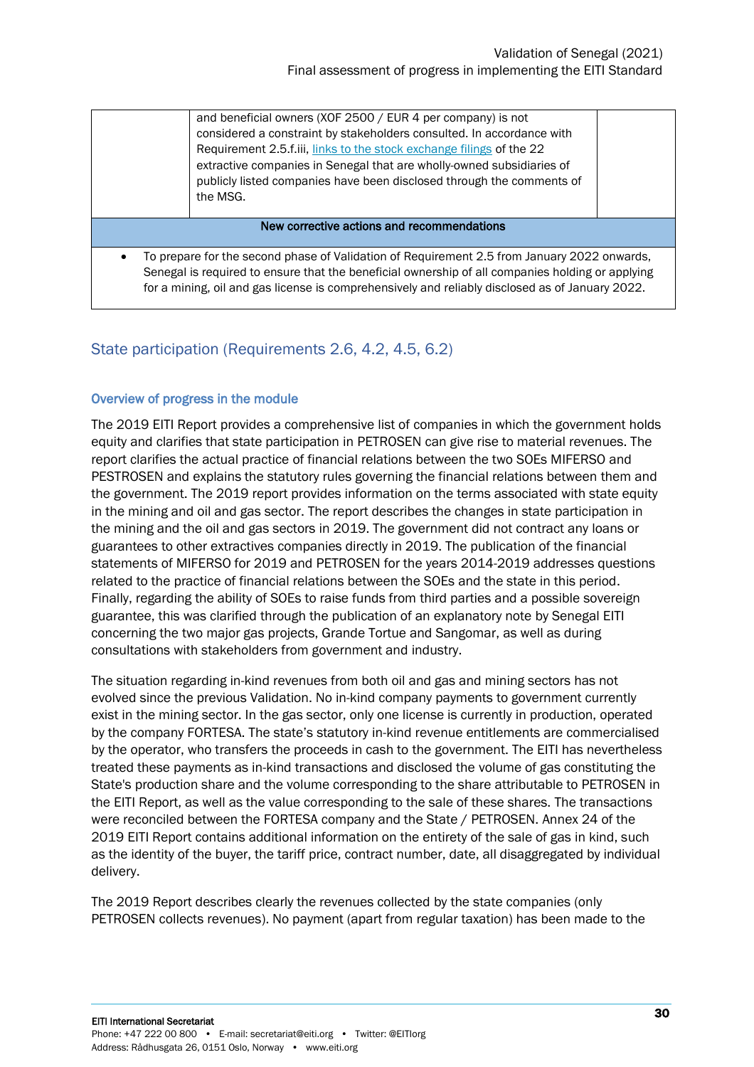| | and beneficial owners (XOF 2500 / EUR 4 per company) is not considered a constraint by stakeholders consulted. In accordance with Requirement 2.5.f.iii, links to the stock exchange filings of the 22 extractive companies in Senegal that are wholly-owned subsidiaries of publicly listed companies have been disclosed through the comments of the MSG. | |
|---|---|---|

**New corrective actions and recommendations**

- To prepare for the second phase of Validation of Requirement 2.5 from January 2022 onwards, Senegal is required to ensure that the beneficial ownership of all companies holding or applying for a mining, oil and gas license is comprehensively and reliably disclosed as of January 2022.

## State participation (Requirements 2.6, 4.2, 4.5, 6.2)

### Overview of progress in the module

The 2019 EITI Report provides a comprehensive list of companies in which the government holds equity and clarifies that state participation in PETROSEN can give rise to material revenues. The report clarifies the actual practice of financial relations between the two SOEs MIFERSO and PESTROSEN and explains the statutory rules governing the financial relations between them and the government. The 2019 report provides information on the terms associated with state equity in the mining and oil and gas sector. The report describes the changes in state participation in the mining and the oil and gas sectors in 2019. The government did not contract any loans or guarantees to other extractives companies directly in 2019. The publication of the financial statements of MIFERSO for 2019 and PETROSEN for the years 2014-2019 addresses questions related to the practice of financial relations between the SOEs and the state in this period. Finally, regarding the ability of SOEs to raise funds from third parties and a possible sovereign guarantee, this was clarified through the publication of an explanatory note by Senegal EITI concerning the two major gas projects, Grande Tortue and Sangomar, as well as during consultations with stakeholders from government and industry.

The situation regarding in-kind revenues from both oil and gas and mining sectors has not evolved since the previous Validation. No in-kind company payments to government currently exist in the mining sector. In the gas sector, only one license is currently in production, operated by the company FORTESA. The state's statutory in-kind revenue entitlements are commercialised by the operator, who transfers the proceeds in cash to the government. The EITI has nevertheless treated these payments as in-kind transactions and disclosed the volume of gas constituting the State's production share and the volume corresponding to the share attributable to PETROSEN in the EITI Report, as well as the value corresponding to the sale of these shares. The transactions were reconciled between the FORTESA company and the State / PETROSEN. Annex 24 of the 2019 EITI Report contains additional information on the entirety of the sale of gas in kind, such as the identity of the buyer, the tariff price, contract number, date, all disaggregated by individual delivery.

The 2019 Report describes clearly the revenues collected by the state companies (only PETROSEN collects revenues). No payment (apart from regular taxation) has been made to the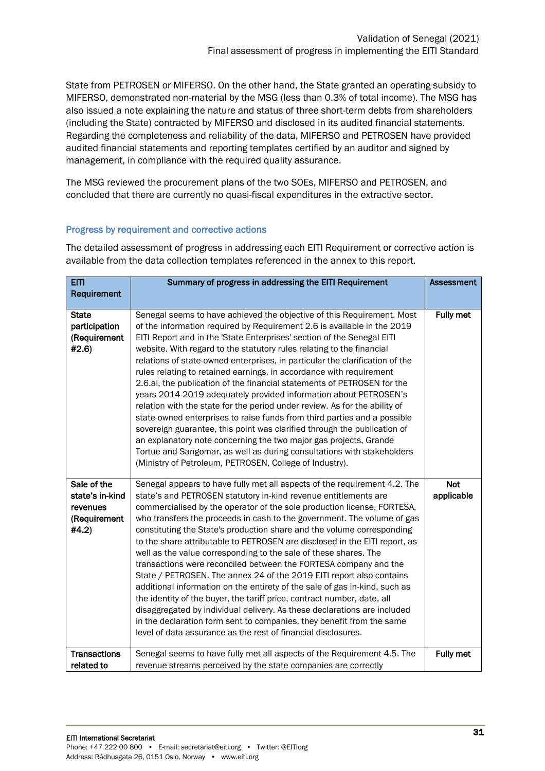State from PETROSEN or MIFERSO. On the other hand, the State granted an operating subsidy to MIFERSO, demonstrated non-material by the MSG (less than 0.3% of total income). The MSG has also issued a note explaining the nature and status of three short-term debts from shareholders (including the State) contracted by MIFERSO and disclosed in its audited financial statements. Regarding the completeness and reliability of the data, MIFERSO and PETROSEN have provided audited financial statements and reporting templates certified by an auditor and signed by management, in compliance with the required quality assurance.

The MSG reviewed the procurement plans of the two SOEs, MIFERSO and PETROSEN, and concluded that there are currently no quasi-fiscal expenditures in the extractive sector.

### Progress by requirement and corrective actions

The detailed assessment of progress in addressing each EITI Requirement or corrective action is available from the data collection templates referenced in the annex to this report.

| EITI Requirement | Summary of progress in addressing the EITI Requirement | Assessment |
|---|---|---|
| **State participation (Requirement #2.6)** | Senegal seems to have achieved the objective of this Requirement. Most of the information required by Requirement 2.6 is available in the 2019 EITI Report and in the 'State Enterprises' section of the Senegal EITI website. With regard to the statutory rules relating to the financial relations of state-owned enterprises, in particular the clarification of the rules relating to retained earnings, in accordance with requirement 2.6.ai, the publication of the financial statements of PETROSEN for the years 2014-2019 adequately provided information about PETROSEN's relation with the state for the period under review. As for the ability of state-owned enterprises to raise funds from third parties and a possible sovereign guarantee, this point was clarified through the publication of an explanatory note concerning the two major gas projects, Grande Tortue and Sangomar, as well as during consultations with stakeholders (Ministry of Petroleum, PETROSEN, College of Industry). | **Fully met** |
| **Sale of the state's in-kind revenues (Requirement #4.2)** | Senegal appears to have fully met all aspects of the requirement 4.2. The state's and PETROSEN statutory in-kind revenue entitlements are commercialised by the operator of the sole production license, FORTESA, who transfers the proceeds in cash to the government. The volume of gas constituting the State's production share and the volume corresponding to the share attributable to PETROSEN are disclosed in the EITI report, as well as the value corresponding to the sale of these shares. The transactions were reconciled between the FORTESA company and the State / PETROSEN. The annex 24 of the 2019 EITI report also contains additional information on the entirety of the sale of gas in-kind, such as the identity of the buyer, the tariff price, contract number, date, all disaggregated by individual delivery. As these declarations are included in the declaration form sent to companies, they benefit from the same level of data assurance as the rest of financial disclosures. | **Not applicable** |
| **Transactions related to** | Senegal seems to have fully met all aspects of the Requirement 4.5. The revenue streams perceived by the state companies are correctly | **Fully met** |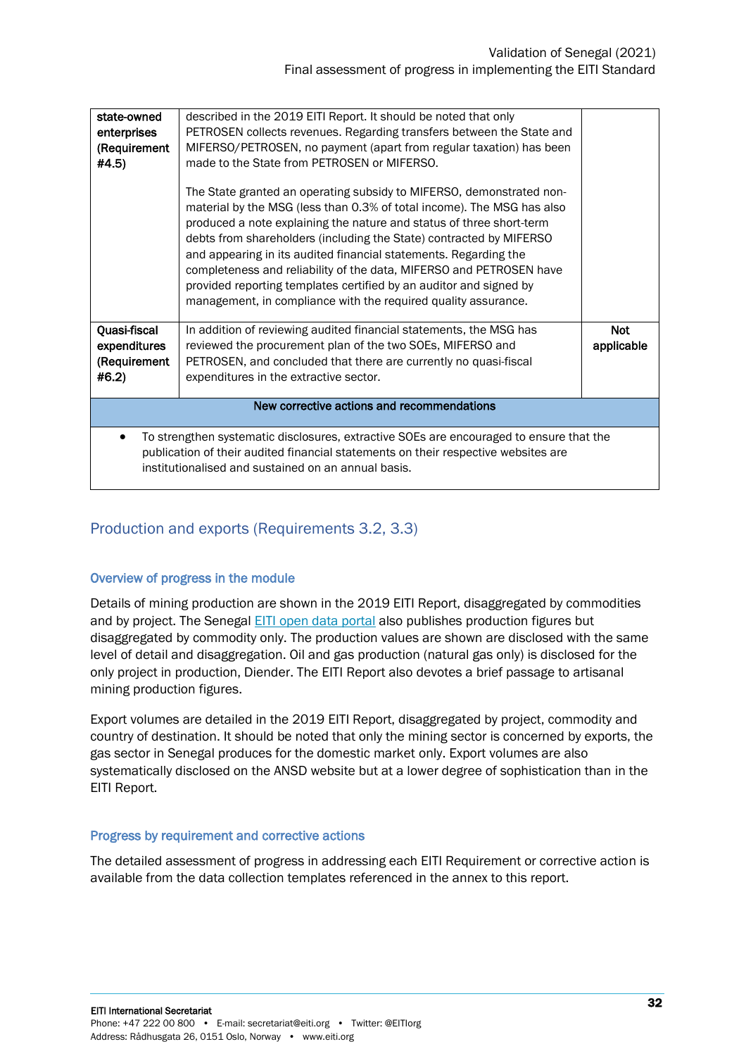| | | |
|---|---|---|
| state-owned enterprises (Requirement #4.5) | described in the 2019 EITI Report. It should be noted that only PETROSEN collects revenues. Regarding transfers between the State and MIFERSO/PETROSEN, no payment (apart from regular taxation) has been made to the State from PETROSEN or MIFERSO.<br><br>The State granted an operating subsidy to MIFERSO, demonstrated non-material by the MSG (less than 0.3% of total income). The MSG has also produced a note explaining the nature and status of three short-term debts from shareholders (including the State) contracted by MIFERSO and appearing in its audited financial statements. Regarding the completeness and reliability of the data, MIFERSO and PETROSEN have provided reporting templates certified by an auditor and signed by management, in compliance with the required quality assurance. | |
| **Quasi-fiscal expenditures (Requirement #6.2)** | In addition of reviewing audited financial statements, the MSG has reviewed the procurement plan of the two SOEs, MIFERSO and PETROSEN, and concluded that there are currently no quasi-fiscal expenditures in the extractive sector. | **Not applicable** |
| **New corrective actions and recommendations** | | |
| • To strengthen systematic disclosures, extractive SOEs are encouraged to ensure that the publication of their audited financial statements on their respective websites are institutionalised and sustained on an annual basis. | | |

## Production and exports (Requirements 3.2, 3.3)

### Overview of progress in the module

Details of mining production are shown in the 2019 EITI Report, disaggregated by commodities and by project. The Senegal EITI open data portal also publishes production figures but disaggregated by commodity only. The production values are shown are disclosed with the same level of detail and disaggregation. Oil and gas production (natural gas only) is disclosed for the only project in production, Diender. The EITI Report also devotes a brief passage to artisanal mining production figures.

Export volumes are detailed in the 2019 EITI Report, disaggregated by project, commodity and country of destination. It should be noted that only the mining sector is concerned by exports, the gas sector in Senegal produces for the domestic market only. Export volumes are also systematically disclosed on the ANSD website but at a lower degree of sophistication than in the EITI Report.

### Progress by requirement and corrective actions

The detailed assessment of progress in addressing each EITI Requirement or corrective action is available from the data collection templates referenced in the annex to this report.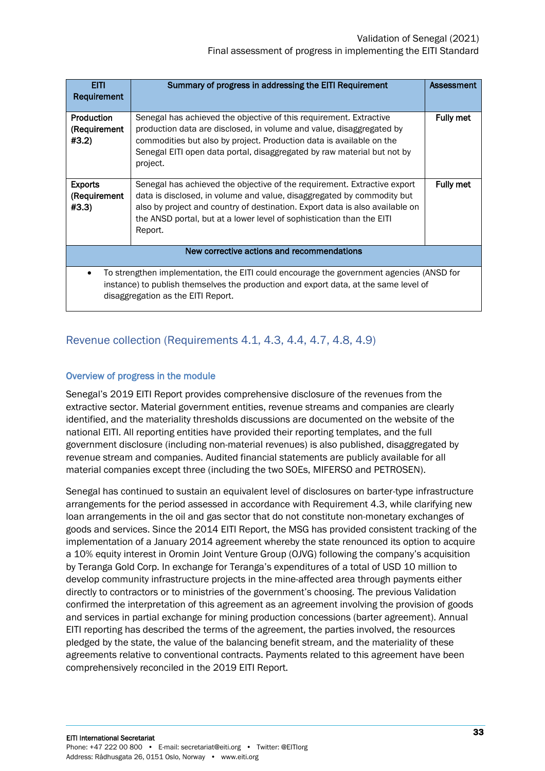| EITI Requirement | Summary of progress in addressing the EITI Requirement | Assessment |
|---|---|---|
| Production (Requirement #3.2) | Senegal has achieved the objective of this requirement. Extractive production data are disclosed, in volume and value, disaggregated by commodities but also by project. Production data is available on the Senegal EITI open data portal, disaggregated by raw material but not by project. | Fully met |
| Exports (Requirement #3.3) | Senegal has achieved the objective of the requirement. Extractive export data is disclosed, in volume and value, disaggregated by commodity but also by project and country of destination. Export data is also available on the ANSD portal, but at a lower level of sophistication than the EITI Report. | Fully met |
| **New corrective actions and recommendations** | | |
| • To strengthen implementation, the EITI could encourage the government agencies (ANSD for instance) to publish themselves the production and export data, at the same level of disaggregation as the EITI Report. | | |

## Revenue collection (Requirements 4.1, 4.3, 4.4, 4.7, 4.8, 4.9)

### Overview of progress in the module

Senegal's 2019 EITI Report provides comprehensive disclosure of the revenues from the extractive sector. Material government entities, revenue streams and companies are clearly identified, and the materiality thresholds discussions are documented on the website of the national EITI. All reporting entities have provided their reporting templates, and the full government disclosure (including non-material revenues) is also published, disaggregated by revenue stream and companies. Audited financial statements are publicly available for all material companies except three (including the two SOEs, MIFERSO and PETROSEN).

Senegal has continued to sustain an equivalent level of disclosures on barter-type infrastructure arrangements for the period assessed in accordance with Requirement 4.3, while clarifying new loan arrangements in the oil and gas sector that do not constitute non-monetary exchanges of goods and services. Since the 2014 EITI Report, the MSG has provided consistent tracking of the implementation of a January 2014 agreement whereby the state renounced its option to acquire a 10% equity interest in Oromin Joint Venture Group (OJVG) following the company's acquisition by Teranga Gold Corp. In exchange for Teranga's expenditures of a total of USD 10 million to develop community infrastructure projects in the mine-affected area through payments either directly to contractors or to ministries of the government's choosing. The previous Validation confirmed the interpretation of this agreement as an agreement involving the provision of goods and services in partial exchange for mining production concessions (barter agreement). Annual EITI reporting has described the terms of the agreement, the parties involved, the resources pledged by the state, the value of the balancing benefit stream, and the materiality of these agreements relative to conventional contracts. Payments related to this agreement have been comprehensively reconciled in the 2019 EITI Report.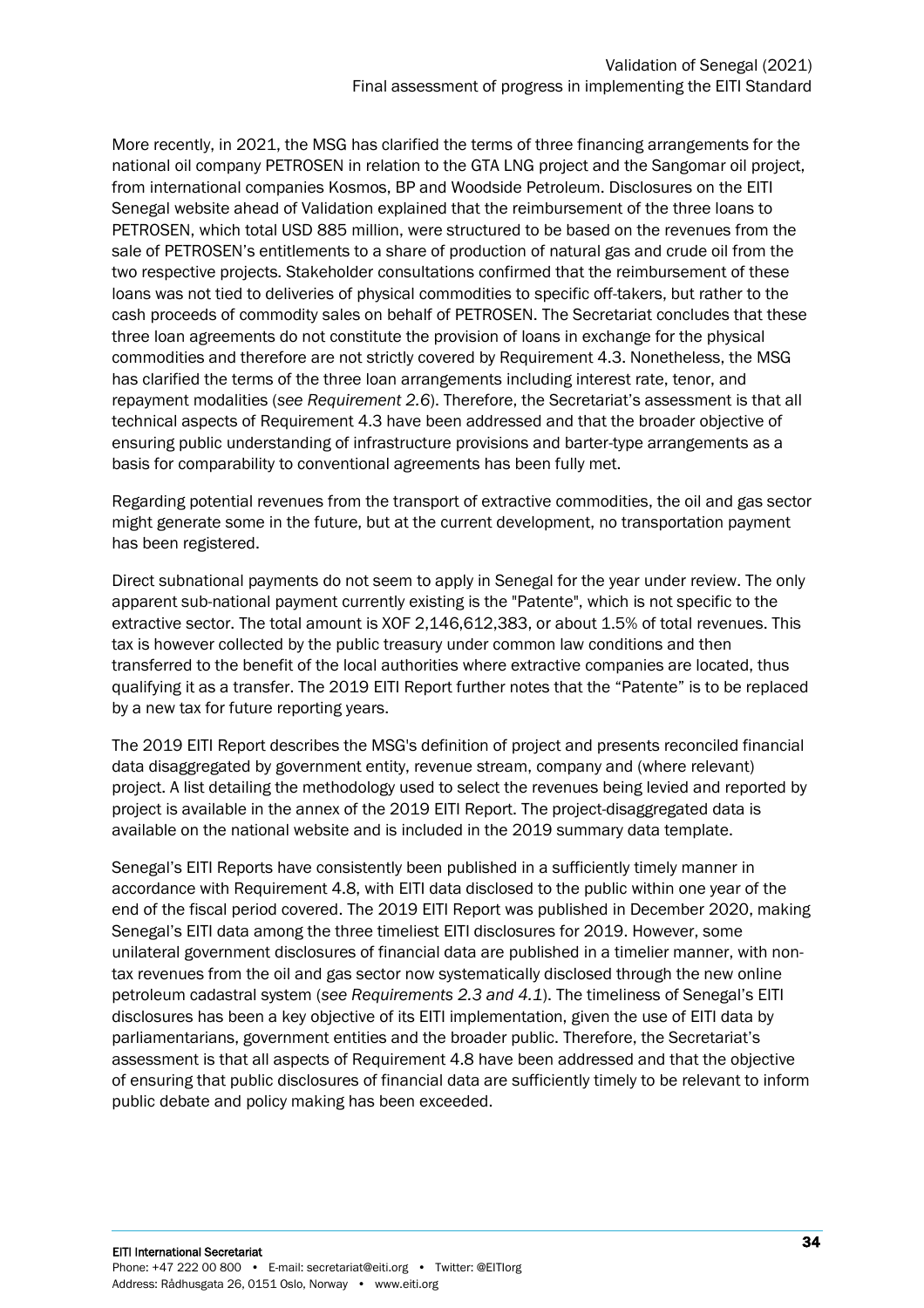More recently, in 2021, the MSG has clarified the terms of three financing arrangements for the national oil company PETROSEN in relation to the GTA LNG project and the Sangomar oil project, from international companies Kosmos, BP and Woodside Petroleum. Disclosures on the EITI Senegal website ahead of Validation explained that the reimbursement of the three loans to PETROSEN, which total USD 885 million, were structured to be based on the revenues from the sale of PETROSEN's entitlements to a share of production of natural gas and crude oil from the two respective projects. Stakeholder consultations confirmed that the reimbursement of these loans was not tied to deliveries of physical commodities to specific off-takers, but rather to the cash proceeds of commodity sales on behalf of PETROSEN. The Secretariat concludes that these three loan agreements do not constitute the provision of loans in exchange for the physical commodities and therefore are not strictly covered by Requirement 4.3. Nonetheless, the MSG has clarified the terms of the three loan arrangements including interest rate, tenor, and repayment modalities (*see Requirement 2.6*). Therefore, the Secretariat's assessment is that all technical aspects of Requirement 4.3 have been addressed and that the broader objective of ensuring public understanding of infrastructure provisions and barter-type arrangements as a basis for comparability to conventional agreements has been fully met.

Regarding potential revenues from the transport of extractive commodities, the oil and gas sector might generate some in the future, but at the current development, no transportation payment has been registered.

Direct subnational payments do not seem to apply in Senegal for the year under review. The only apparent sub-national payment currently existing is the "Patente", which is not specific to the extractive sector. The total amount is XOF 2,146,612,383, or about 1.5% of total revenues. This tax is however collected by the public treasury under common law conditions and then transferred to the benefit of the local authorities where extractive companies are located, thus qualifying it as a transfer. The 2019 EITI Report further notes that the "Patente" is to be replaced by a new tax for future reporting years.

The 2019 EITI Report describes the MSG's definition of project and presents reconciled financial data disaggregated by government entity, revenue stream, company and (where relevant) project. A list detailing the methodology used to select the revenues being levied and reported by project is available in the annex of the 2019 EITI Report. The project-disaggregated data is available on the national website and is included in the 2019 summary data template.

Senegal's EITI Reports have consistently been published in a sufficiently timely manner in accordance with Requirement 4.8, with EITI data disclosed to the public within one year of the end of the fiscal period covered. The 2019 EITI Report was published in December 2020, making Senegal's EITI data among the three timeliest EITI disclosures for 2019. However, some unilateral government disclosures of financial data are published in a timelier manner, with non-tax revenues from the oil and gas sector now systematically disclosed through the new online petroleum cadastral system (*see Requirements 2.3 and 4.1*). The timeliness of Senegal's EITI disclosures has been a key objective of its EITI implementation, given the use of EITI data by parliamentarians, government entities and the broader public. Therefore, the Secretariat's assessment is that all aspects of Requirement 4.8 have been addressed and that the objective of ensuring that public disclosures of financial data are sufficiently timely to be relevant to inform public debate and policy making has been exceeded.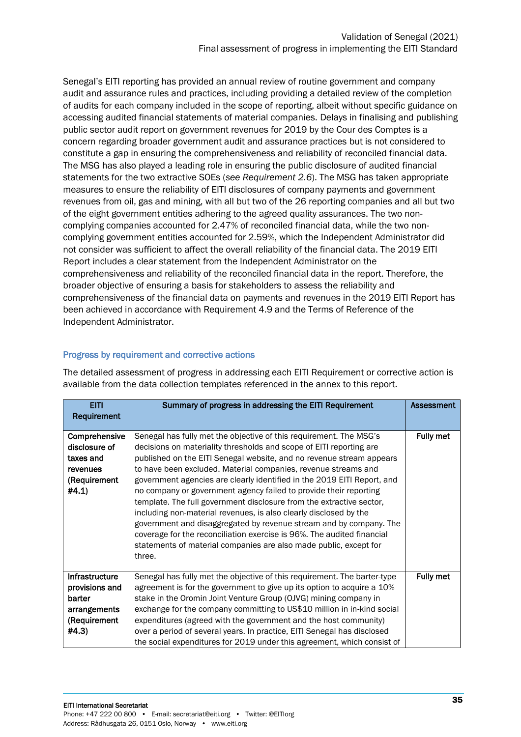Senegal's EITI reporting has provided an annual review of routine government and company audit and assurance rules and practices, including providing a detailed review of the completion of audits for each company included in the scope of reporting, albeit without specific guidance on accessing audited financial statements of material companies. Delays in finalising and publishing public sector audit report on government revenues for 2019 by the Cour des Comptes is a concern regarding broader government audit and assurance practices but is not considered to constitute a gap in ensuring the comprehensiveness and reliability of reconciled financial data. The MSG has also played a leading role in ensuring the public disclosure of audited financial statements for the two extractive SOEs (*see Requirement 2.6*). The MSG has taken appropriate measures to ensure the reliability of EITI disclosures of company payments and government revenues from oil, gas and mining, with all but two of the 26 reporting companies and all but two of the eight government entities adhering to the agreed quality assurances. The two non-complying companies accounted for 2.47% of reconciled financial data, while the two non-complying government entities accounted for 2.59%, which the Independent Administrator did not consider was sufficient to affect the overall reliability of the financial data. The 2019 EITI Report includes a clear statement from the Independent Administrator on the comprehensiveness and reliability of the reconciled financial data in the report. Therefore, the broader objective of ensuring a basis for stakeholders to assess the reliability and comprehensiveness of the financial data on payments and revenues in the 2019 EITI Report has been achieved in accordance with Requirement 4.9 and the Terms of Reference of the Independent Administrator.

## Progress by requirement and corrective actions

The detailed assessment of progress in addressing each EITI Requirement or corrective action is available from the data collection templates referenced in the annex to this report.

| EITI Requirement | Summary of progress in addressing the EITI Requirement | Assessment |
|---|---|---|
| **Comprehensive disclosure of taxes and revenues (Requirement #4.1)** | Senegal has fully met the objective of this requirement. The MSG's decisions on materiality thresholds and scope of EITI reporting are published on the EITI Senegal website, and no revenue stream appears to have been excluded. Material companies, revenue streams and government agencies are clearly identified in the 2019 EITI Report, and no company or government agency failed to provide their reporting template. The full government disclosure from the extractive sector, including non-material revenues, is also clearly disclosed by the government and disaggregated by revenue stream and by company. The coverage for the reconciliation exercise is 96%. The audited financial statements of material companies are also made public, except for three. | **Fully met** |
| **Infrastructure provisions and barter arrangements (Requirement #4.3)** | Senegal has fully met the objective of this requirement. The barter-type agreement is for the government to give up its option to acquire a 10% stake in the Oromin Joint Venture Group (OJVG) mining company in exchange for the company committing to US$10 million in in-kind social expenditures (agreed with the government and the host community) over a period of several years. In practice, EITI Senegal has disclosed the social expenditures for 2019 under this agreement, which consist of | **Fully met** |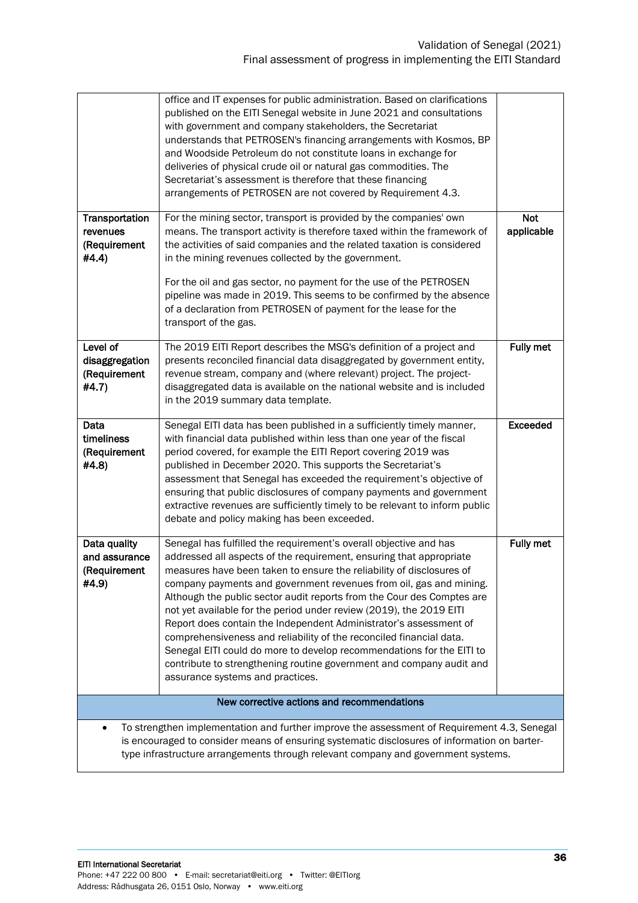| | | |
|---|---|---|
| | office and IT expenses for public administration. Based on clarifications published on the EITI Senegal website in June 2021 and consultations with government and company stakeholders, the Secretariat understands that PETROSEN's financing arrangements with Kosmos, BP and Woodside Petroleum do not constitute loans in exchange for deliveries of physical crude oil or natural gas commodities. The Secretariat's assessment is therefore that these financing arrangements of PETROSEN are not covered by Requirement 4.3. | |
| **Transportation revenues (Requirement #4.4)** | For the mining sector, transport is provided by the companies' own means. The transport activity is therefore taxed within the framework of the activities of said companies and the related taxation is considered in the mining revenues collected by the government.<br><br>For the oil and gas sector, no payment for the use of the PETROSEN pipeline was made in 2019. This seems to be confirmed by the absence of a declaration from PETROSEN of payment for the lease for the transport of the gas. | **Not applicable** |
| **Level of disaggregation (Requirement #4.7)** | The 2019 EITI Report describes the MSG's definition of a project and presents reconciled financial data disaggregated by government entity, revenue stream, company and (where relevant) project. The project-disaggregated data is available on the national website and is included in the 2019 summary data template. | **Fully met** |
| **Data timeliness (Requirement #4.8)** | Senegal EITI data has been published in a sufficiently timely manner, with financial data published within less than one year of the fiscal period covered, for example the EITI Report covering 2019 was published in December 2020. This supports the Secretariat's assessment that Senegal has exceeded the requirement's objective of ensuring that public disclosures of company payments and government extractive revenues are sufficiently timely to be relevant to inform public debate and policy making has been exceeded. | **Exceeded** |
| **Data quality and assurance (Requirement #4.9)** | Senegal has fulfilled the requirement's overall objective and has addressed all aspects of the requirement, ensuring that appropriate measures have been taken to ensure the reliability of disclosures of company payments and government revenues from oil, gas and mining. Although the public sector audit reports from the Cour des Comptes are not yet available for the period under review (2019), the 2019 EITI Report does contain the Independent Administrator's assessment of comprehensiveness and reliability of the reconciled financial data. Senegal EITI could do more to develop recommendations for the EITI to contribute to strengthening routine government and company audit and assurance systems and practices. | **Fully met** |
| **New corrective actions and recommendations** | | |
| • To strengthen implementation and further improve the assessment of Requirement 4.3, Senegal is encouraged to consider means of ensuring systematic disclosures of information on barter-type infrastructure arrangements through relevant company and government systems. | | |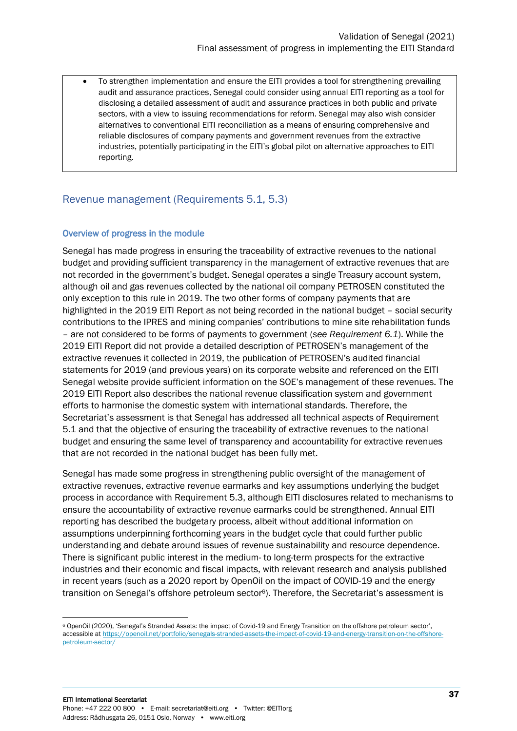- To strengthen implementation and ensure the EITI provides a tool for strengthening prevailing audit and assurance practices, Senegal could consider using annual EITI reporting as a tool for disclosing a detailed assessment of audit and assurance practices in both public and private sectors, with a view to issuing recommendations for reform. Senegal may also wish consider alternatives to conventional EITI reconciliation as a means of ensuring comprehensive and reliable disclosures of company payments and government revenues from the extractive industries, potentially participating in the EITI's global pilot on alternative approaches to EITI reporting.

## Revenue management (Requirements 5.1, 5.3)

### Overview of progress in the module

Senegal has made progress in ensuring the traceability of extractive revenues to the national budget and providing sufficient transparency in the management of extractive revenues that are not recorded in the government's budget. Senegal operates a single Treasury account system, although oil and gas revenues collected by the national oil company PETROSEN constituted the only exception to this rule in 2019. The two other forms of company payments that are highlighted in the 2019 EITI Report as not being recorded in the national budget – social security contributions to the IPRES and mining companies' contributions to mine site rehabilitation funds – are not considered to be forms of payments to government (*see Requirement 6.1*). While the 2019 EITI Report did not provide a detailed description of PETROSEN's management of the extractive revenues it collected in 2019, the publication of PETROSEN's audited financial statements for 2019 (and previous years) on its corporate website and referenced on the EITI Senegal website provide sufficient information on the SOE's management of these revenues. The 2019 EITI Report also describes the national revenue classification system and government efforts to harmonise the domestic system with international standards. Therefore, the Secretariat's assessment is that Senegal has addressed all technical aspects of Requirement 5.1 and that the objective of ensuring the traceability of extractive revenues to the national budget and ensuring the same level of transparency and accountability for extractive revenues that are not recorded in the national budget has been fully met.

Senegal has made some progress in strengthening public oversight of the management of extractive revenues, extractive revenue earmarks and key assumptions underlying the budget process in accordance with Requirement 5.3, although EITI disclosures related to mechanisms to ensure the accountability of extractive revenue earmarks could be strengthened. Annual EITI reporting has described the budgetary process, albeit without additional information on assumptions underpinning forthcoming years in the budget cycle that could further public understanding and debate around issues of revenue sustainability and resource dependence. There is significant public interest in the medium- to long-term prospects for the extractive industries and their economic and fiscal impacts, with relevant research and analysis published in recent years (such as a 2020 report by OpenOil on the impact of COVID-19 and the energy transition on Senegal's offshore petroleum sector[6]). Therefore, the Secretariat's assessment is

[6] OpenOil (2020), 'Senegal's Stranded Assets: the impact of Covid-19 and Energy Transition on the offshore petroleum sector', accessible at https://openoil.net/portfolio/senegals-stranded-assets-the-impact-of-covid-19-and-energy-transition-on-the-offshore-petroleum-sector/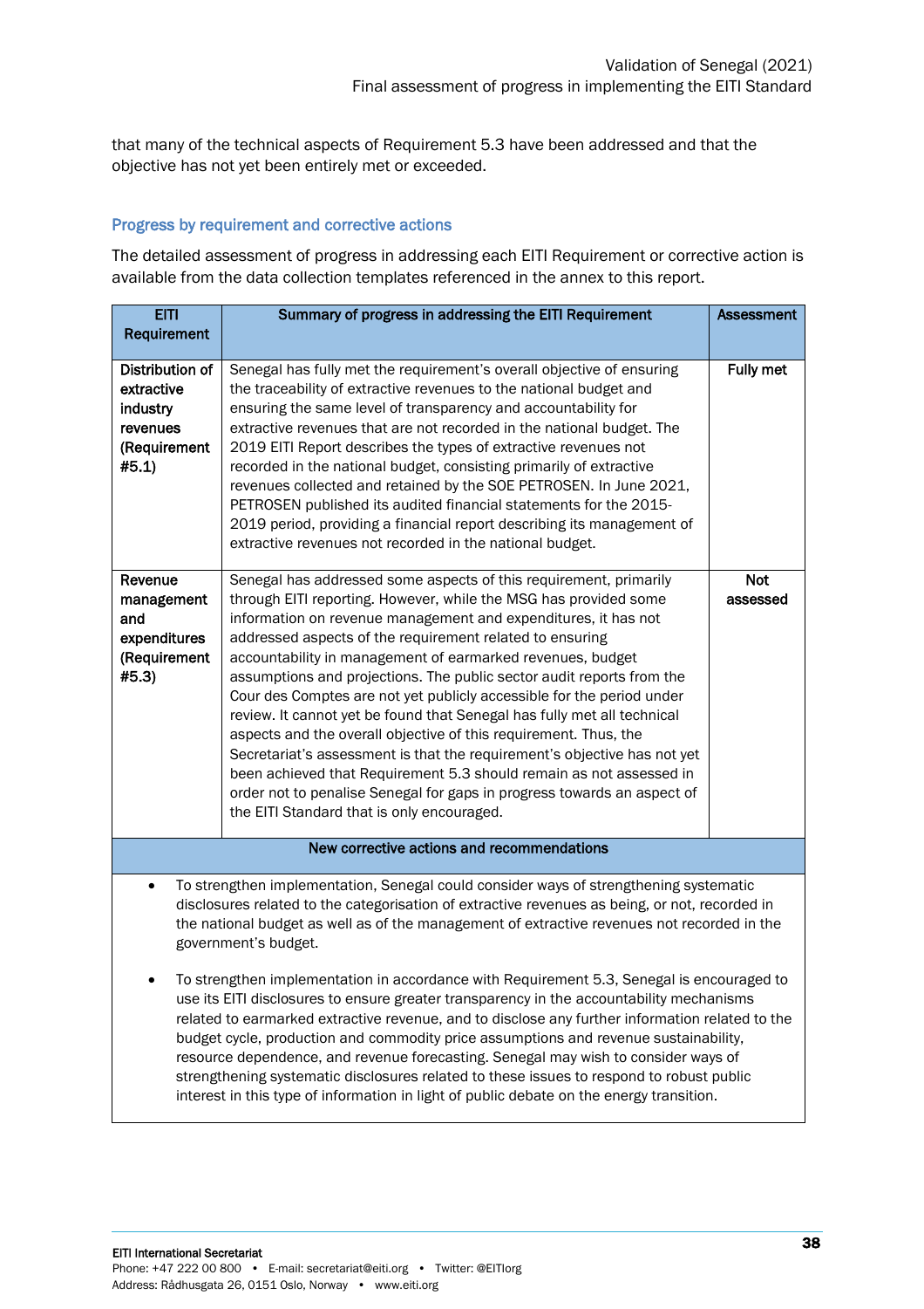that many of the technical aspects of Requirement 5.3 have been addressed and that the objective has not yet been entirely met or exceeded.

### Progress by requirement and corrective actions

The detailed assessment of progress in addressing each EITI Requirement or corrective action is available from the data collection templates referenced in the annex to this report.

| EITI Requirement | Summary of progress in addressing the EITI Requirement | Assessment |
|---|---|---|
| **Distribution of extractive industry revenues (Requirement #5.1)** | Senegal has fully met the requirement's overall objective of ensuring the traceability of extractive revenues to the national budget and ensuring the same level of transparency and accountability for extractive revenues that are not recorded in the national budget. The 2019 EITI Report describes the types of extractive revenues not recorded in the national budget, consisting primarily of extractive revenues collected and retained by the SOE PETROSEN. In June 2021, PETROSEN published its audited financial statements for the 2015-2019 period, providing a financial report describing its management of extractive revenues not recorded in the national budget. | **Fully met** |
| **Revenue management and expenditures (Requirement #5.3)** | Senegal has addressed some aspects of this requirement, primarily through EITI reporting. However, while the MSG has provided some information on revenue management and expenditures, it has not addressed aspects of the requirement related to ensuring accountability in management of earmarked revenues, budget assumptions and projections. The public sector audit reports from the Cour des Comptes are not yet publicly accessible for the period under review. It cannot yet be found that Senegal has fully met all technical aspects and the overall objective of this requirement. Thus, the Secretariat's assessment is that the requirement's objective has not yet been achieved that Requirement 5.3 should remain as not assessed in order not to penalise Senegal for gaps in progress towards an aspect of the EITI Standard that is only encouraged. | **Not assessed** |
| **New corrective actions and recommendations** | | |
| • To strengthen implementation, Senegal could consider ways of strengthening systematic disclosures related to the categorisation of extractive revenues as being, or not, recorded in the national budget as well as of the management of extractive revenues not recorded in the government's budget.<br><br>• To strengthen implementation in accordance with Requirement 5.3, Senegal is encouraged to use its EITI disclosures to ensure greater transparency in the accountability mechanisms related to earmarked extractive revenue, and to disclose any further information related to the budget cycle, production and commodity price assumptions and revenue sustainability, resource dependence, and revenue forecasting. Senegal may wish to consider ways of strengthening systematic disclosures related to these issues to respond to robust public interest in this type of information in light of public debate on the energy transition. | | |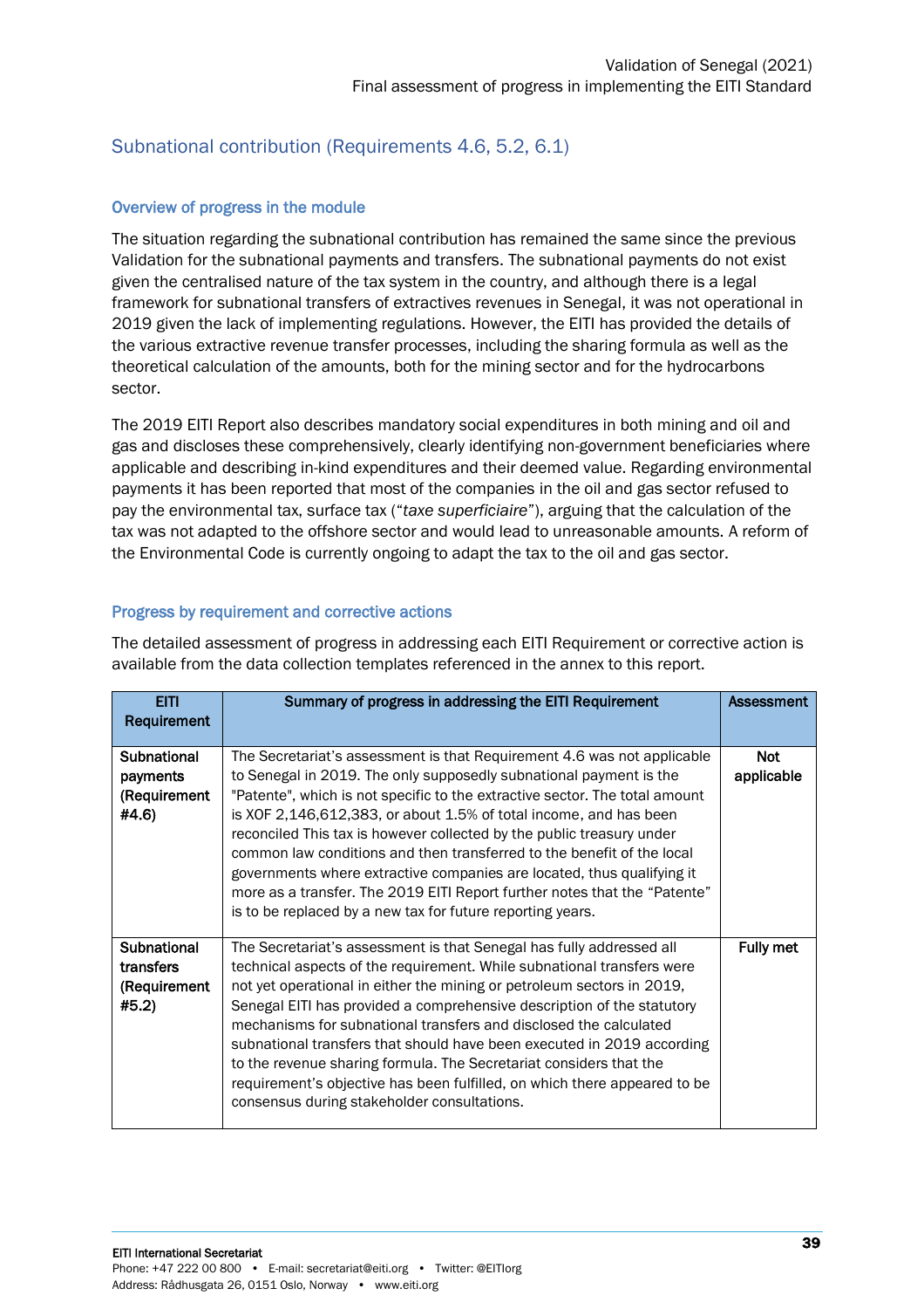## Subnational contribution (Requirements 4.6, 5.2, 6.1)

### Overview of progress in the module

The situation regarding the subnational contribution has remained the same since the previous Validation for the subnational payments and transfers. The subnational payments do not exist given the centralised nature of the tax system in the country, and although there is a legal framework for subnational transfers of extractives revenues in Senegal, it was not operational in 2019 given the lack of implementing regulations. However, the EITI has provided the details of the various extractive revenue transfer processes, including the sharing formula as well as the theoretical calculation of the amounts, both for the mining sector and for the hydrocarbons sector.

The 2019 EITI Report also describes mandatory social expenditures in both mining and oil and gas and discloses these comprehensively, clearly identifying non-government beneficiaries where applicable and describing in-kind expenditures and their deemed value. Regarding environmental payments it has been reported that most of the companies in the oil and gas sector refused to pay the environmental tax, surface tax ("*taxe superficiaire*"), arguing that the calculation of the tax was not adapted to the offshore sector and would lead to unreasonable amounts. A reform of the Environmental Code is currently ongoing to adapt the tax to the oil and gas sector.

### Progress by requirement and corrective actions

The detailed assessment of progress in addressing each EITI Requirement or corrective action is available from the data collection templates referenced in the annex to this report.

| EITI Requirement | Summary of progress in addressing the EITI Requirement | Assessment |
|---|---|---|
| **Subnational payments (Requirement #4.6)** | The Secretariat's assessment is that Requirement 4.6 was not applicable to Senegal in 2019. The only supposedly subnational payment is the "Patente", which is not specific to the extractive sector. The total amount is XOF 2,146,612,383, or about 1.5% of total income, and has been reconciled This tax is however collected by the public treasury under common law conditions and then transferred to the benefit of the local governments where extractive companies are located, thus qualifying it more as a transfer. The 2019 EITI Report further notes that the "Patente" is to be replaced by a new tax for future reporting years. | **Not applicable** |
| **Subnational transfers (Requirement #5.2)** | The Secretariat's assessment is that Senegal has fully addressed all technical aspects of the requirement. While subnational transfers were not yet operational in either the mining or petroleum sectors in 2019, Senegal EITI has provided a comprehensive description of the statutory mechanisms for subnational transfers and disclosed the calculated subnational transfers that should have been executed in 2019 according to the revenue sharing formula. The Secretariat considers that the requirement's objective has been fulfilled, on which there appeared to be consensus during stakeholder consultations. | **Fully met** |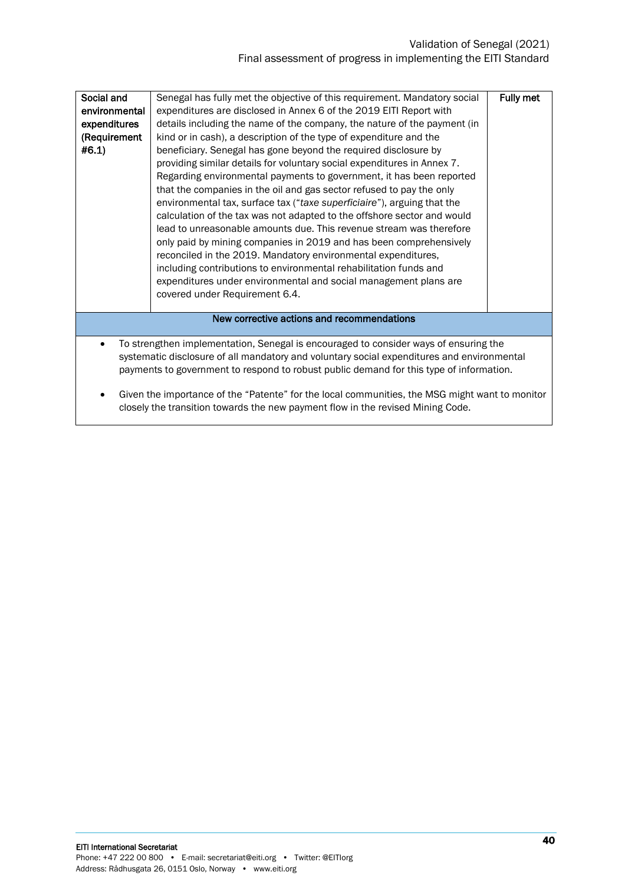| | | |
|---|---|---|
| **Social and environmental expenditures (Requirement #6.1)** | Senegal has fully met the objective of this requirement. Mandatory social expenditures are disclosed in Annex 6 of the 2019 EITI Report with details including the name of the company, the nature of the payment (in kind or in cash), a description of the type of expenditure and the beneficiary. Senegal has gone beyond the required disclosure by providing similar details for voluntary social expenditures in Annex 7. Regarding environmental payments to government, it has been reported that the companies in the oil and gas sector refused to pay the only environmental tax, surface tax ("*taxe superficiaire*"), arguing that the calculation of the tax was not adapted to the offshore sector and would lead to unreasonable amounts due. This revenue stream was therefore only paid by mining companies in 2019 and has been comprehensively reconciled in the 2019. Mandatory environmental expenditures, including contributions to environmental rehabilitation funds and expenditures under environmental and social management plans are covered under Requirement 6.4. | **Fully met** |

**New corrective actions and recommendations**

- To strengthen implementation, Senegal is encouraged to consider ways of ensuring the systematic disclosure of all mandatory and voluntary social expenditures and environmental payments to government to respond to robust public demand for this type of information.
- Given the importance of the "Patente" for the local communities, the MSG might want to monitor closely the transition towards the new payment flow in the revised Mining Code.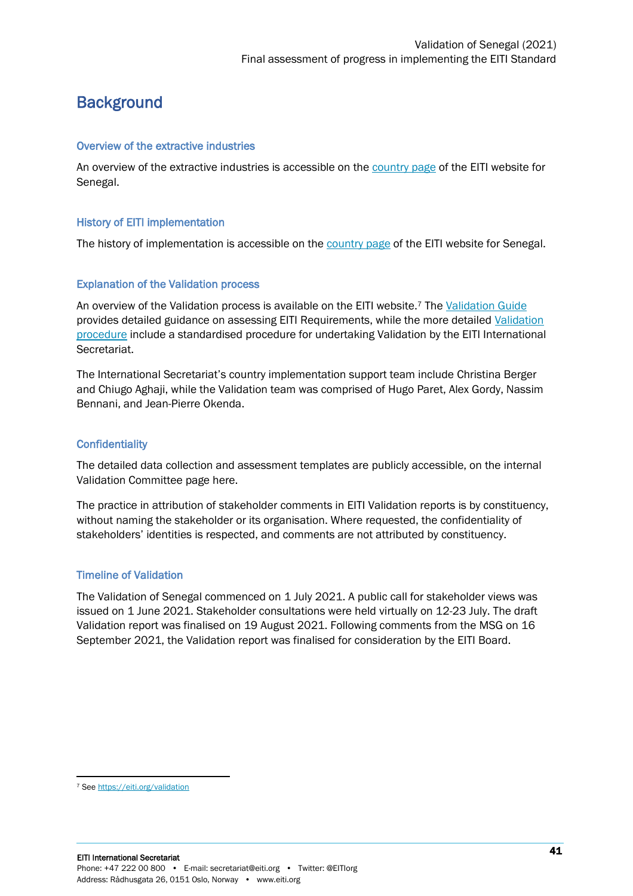# Background

### Overview of the extractive industries

An overview of the extractive industries is accessible on the country page of the EITI website for Senegal.

### History of EITI implementation

The history of implementation is accessible on the country page of the EITI website for Senegal.

### Explanation of the Validation process

An overview of the Validation process is available on the EITI website.[7] The Validation Guide provides detailed guidance on assessing EITI Requirements, while the more detailed Validation procedure include a standardised procedure for undertaking Validation by the EITI International Secretariat.

The International Secretariat's country implementation support team include Christina Berger and Chiugo Aghaji, while the Validation team was comprised of Hugo Paret, Alex Gordy, Nassim Bennani, and Jean-Pierre Okenda.

### Confidentiality

The detailed data collection and assessment templates are publicly accessible, on the internal Validation Committee page here.

The practice in attribution of stakeholder comments in EITI Validation reports is by constituency, without naming the stakeholder or its organisation. Where requested, the confidentiality of stakeholders' identities is respected, and comments are not attributed by constituency.

### Timeline of Validation

The Validation of Senegal commenced on 1 July 2021. A public call for stakeholder views was issued on 1 June 2021. Stakeholder consultations were held virtually on 12-23 July. The draft Validation report was finalised on 19 August 2021. Following comments from the MSG on 16 September 2021, the Validation report was finalised for consideration by the EITI Board.

---

[7] See https://eiti.org/validation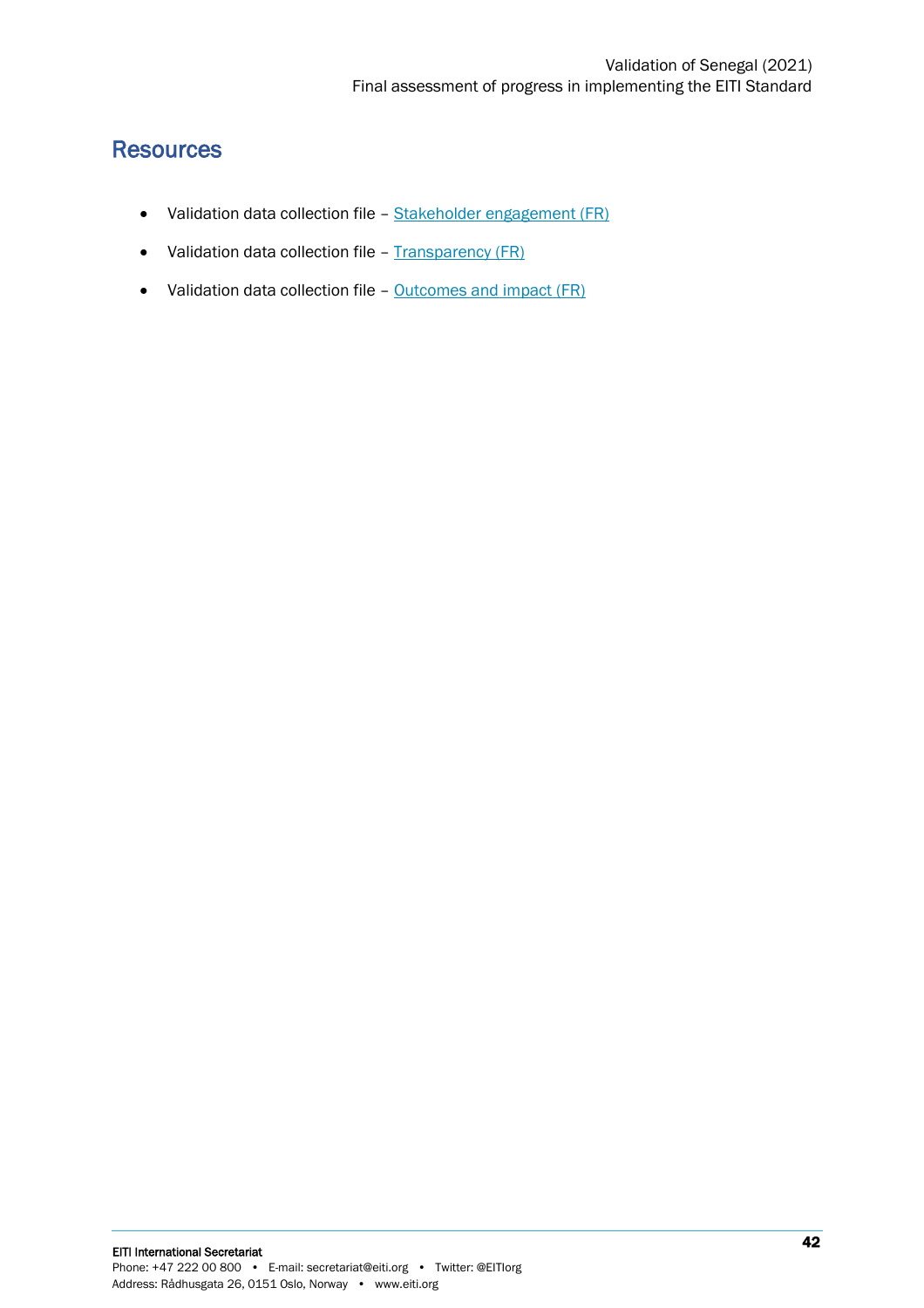## Resources

- Validation data collection file – Stakeholder engagement (FR)
- Validation data collection file – Transparency (FR)
- Validation data collection file – Outcomes and impact (FR)